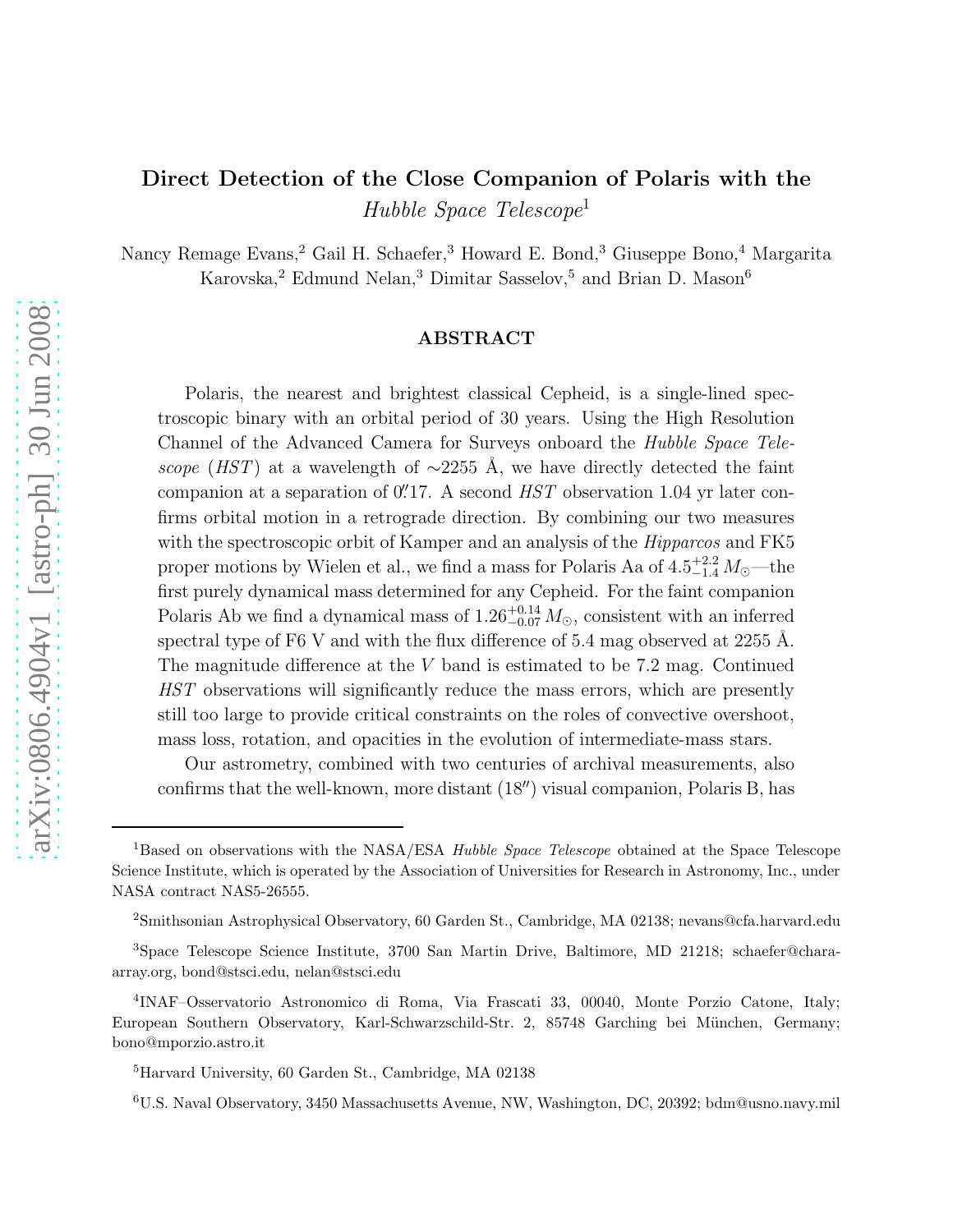# Direct Detection of the Close Companion of Polaris with the *Hubble Space Telescope*[1]

Nancy Remage Evans,[2] Gail H. Schaefer,[3] Howard E. Bond,[3] Giuseppe Bono,[4] Margarita Karovska,[2] Edmund Nelan,[3] Dimitar Sasselov,[5] and Brian D. Mason[6]

## ABSTRACT

Polaris, the nearest and brightest classical Cepheid, is a single-lined spectroscopic binary with an orbital period of 30 years. Using the High Resolution Channel of the Advanced Camera for Surveys onboard the *Hubble Space Telescope* (*HST*) at a wavelength of ∼2255 Å, we have directly detected the faint companion at a separation of $0.''17$. A second *HST* observation 1.04 yr later confirms orbital motion in a retrograde direction. By combining our two measures with the spectroscopic orbit of Kamper and an analysis of the *Hipparcos* and FK5 proper motions by Wielen et al., we find a mass for Polaris Aa of $4.5^{+2.2}_{-1.4}\,M_\odot$—the first purely dynamical mass determined for any Cepheid. For the faint companion Polaris Ab we find a dynamical mass of $1.26^{+0.14}_{-0.07}\,M_\odot$, consistent with an inferred spectral type of F6 V and with the flux difference of 5.4 mag observed at 2255 Å. The magnitude difference at the $V$ band is estimated to be 7.2 mag. Continued *HST* observations will significantly reduce the mass errors, which are presently still too large to provide critical constraints on the roles of convective overshoot, mass loss, rotation, and opacities in the evolution of intermediate-mass stars.

Our astrometry, combined with two centuries of archival measurements, also confirms that the well-known, more distant ($18''$) visual companion, Polaris B, has

---

[1] Based on observations with the NASA/ESA *Hubble Space Telescope* obtained at the Space Telescope Science Institute, which is operated by the Association of Universities for Research in Astronomy, Inc., under NASA contract NAS5-26555.

[2] Smithsonian Astrophysical Observatory, 60 Garden St., Cambridge, MA 02138; nevans@cfa.harvard.edu

[3] Space Telescope Science Institute, 3700 San Martin Drive, Baltimore, MD 21218; schaefer@chara-array.org, bond@stsci.edu, nelan@stsci.edu

[4] INAF–Osservatorio Astronomico di Roma, Via Frascati 33, 00040, Monte Porzio Catone, Italy; European Southern Observatory, Karl-Schwarzschild-Str. 2, 85748 Garching bei München, Germany; bono@mporzio.astro.it

[5] Harvard University, 60 Garden St., Cambridge, MA 02138

[6] U.S. Naval Observatory, 3450 Massachusetts Avenue, NW, Washington, DC, 20392; bdm@usno.navy.mil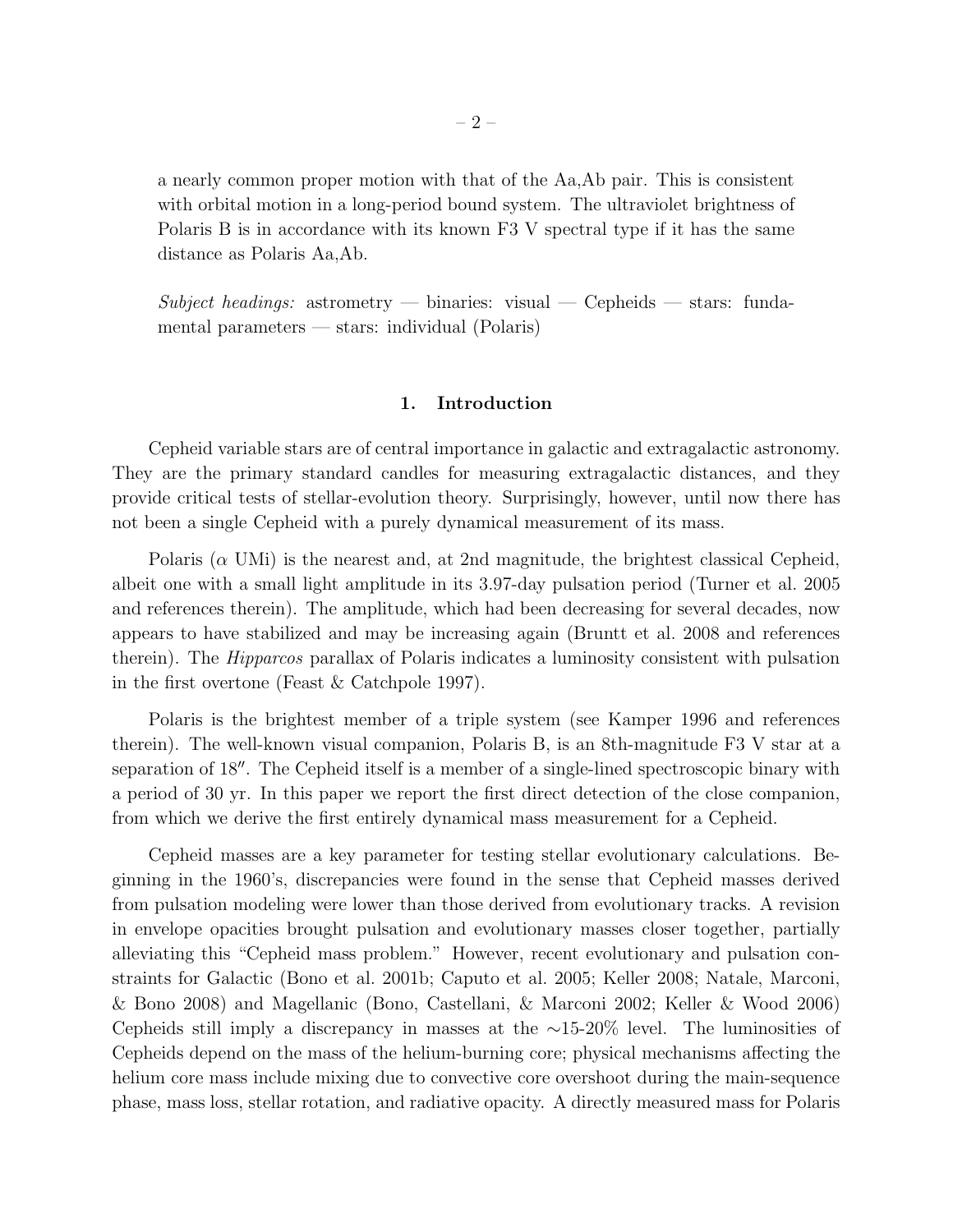a nearly common proper motion with that of the Aa,Ab pair. This is consistent with orbital motion in a long-period bound system. The ultraviolet brightness of Polaris B is in accordance with its known F3 V spectral type if it has the same distance as Polaris Aa,Ab.

*Subject headings:* astrometry — binaries: visual — Cepheids — stars: fundamental parameters — stars: individual (Polaris)

## 1. Introduction

Cepheid variable stars are of central importance in galactic and extragalactic astronomy. They are the primary standard candles for measuring extragalactic distances, and they provide critical tests of stellar-evolution theory. Surprisingly, however, until now there has not been a single Cepheid with a purely dynamical measurement of its mass.

Polaris ($\alpha$ UMi) is the nearest and, at 2nd magnitude, the brightest classical Cepheid, albeit one with a small light amplitude in its 3.97-day pulsation period (Turner et al. 2005 and references therein). The amplitude, which had been decreasing for several decades, now appears to have stabilized and may be increasing again (Bruntt et al. 2008 and references therein). The *Hipparcos* parallax of Polaris indicates a luminosity consistent with pulsation in the first overtone (Feast & Catchpole 1997).

Polaris is the brightest member of a triple system (see Kamper 1996 and references therein). The well-known visual companion, Polaris B, is an 8th-magnitude F3 V star at a separation of $18''$. The Cepheid itself is a member of a single-lined spectroscopic binary with a period of 30 yr. In this paper we report the first direct detection of the close companion, from which we derive the first entirely dynamical mass measurement for a Cepheid.

Cepheid masses are a key parameter for testing stellar evolutionary calculations. Beginning in the 1960's, discrepancies were found in the sense that Cepheid masses derived from pulsation modeling were lower than those derived from evolutionary tracks. A revision in envelope opacities brought pulsation and evolutionary masses closer together, partially alleviating this "Cepheid mass problem." However, recent evolutionary and pulsation constraints for Galactic (Bono et al. 2001b; Caputo et al. 2005; Keller 2008; Natale, Marconi, & Bono 2008) and Magellanic (Bono, Castellani, & Marconi 2002; Keller & Wood 2006) Cepheids still imply a discrepancy in masses at the $\sim$15-20% level. The luminosities of Cepheids depend on the mass of the helium-burning core; physical mechanisms affecting the helium core mass include mixing due to convective core overshoot during the main-sequence phase, mass loss, stellar rotation, and radiative opacity. A directly measured mass for Polaris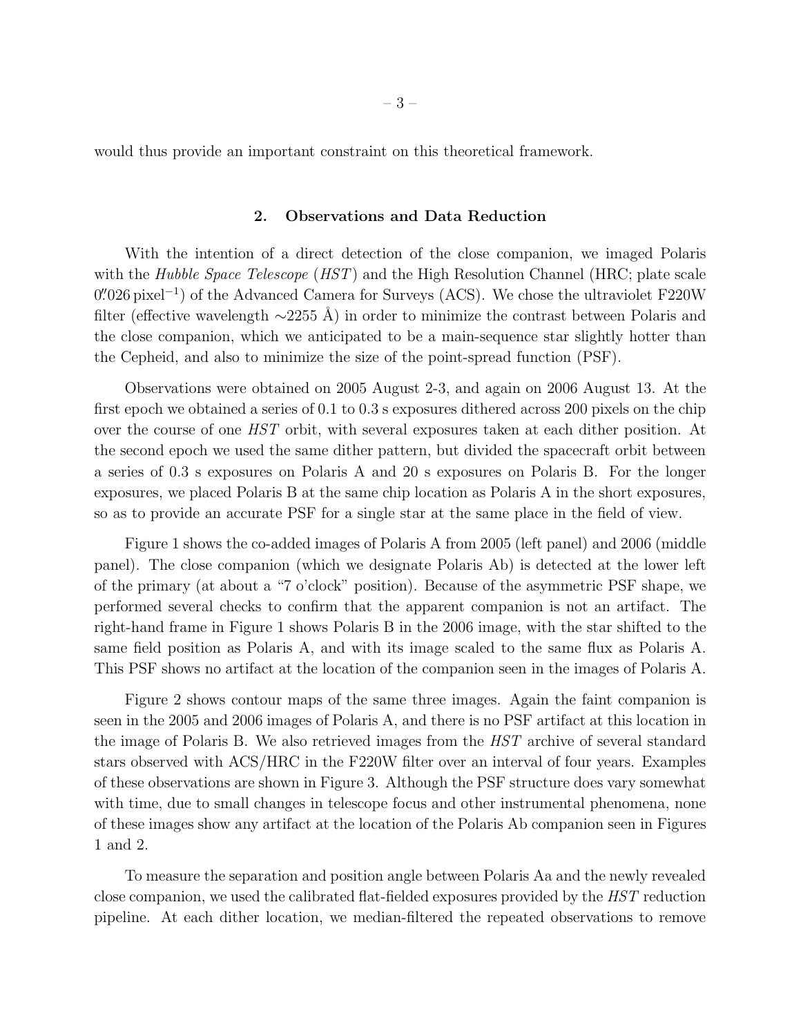would thus provide an important constraint on this theoretical framework.

## 2. Observations and Data Reduction

With the intention of a direct detection of the close companion, we imaged Polaris with the *Hubble Space Telescope* (*HST*) and the High Resolution Channel (HRC; plate scale $0\farcs026\,\mathrm{pixel}^{-1}$) of the Advanced Camera for Surveys (ACS). We chose the ultraviolet F220W filter (effective wavelength ∼2255 Å) in order to minimize the contrast between Polaris and the close companion, which we anticipated to be a main-sequence star slightly hotter than the Cepheid, and also to minimize the size of the point-spread function (PSF).

Observations were obtained on 2005 August 2-3, and again on 2006 August 13. At the first epoch we obtained a series of 0.1 to 0.3 s exposures dithered across 200 pixels on the chip over the course of one *HST* orbit, with several exposures taken at each dither position. At the second epoch we used the same dither pattern, but divided the spacecraft orbit between a series of 0.3 s exposures on Polaris A and 20 s exposures on Polaris B. For the longer exposures, we placed Polaris B at the same chip location as Polaris A in the short exposures, so as to provide an accurate PSF for a single star at the same place in the field of view.

Figure 1 shows the co-added images of Polaris A from 2005 (left panel) and 2006 (middle panel). The close companion (which we designate Polaris Ab) is detected at the lower left of the primary (at about a "7 o'clock" position). Because of the asymmetric PSF shape, we performed several checks to confirm that the apparent companion is not an artifact. The right-hand frame in Figure 1 shows Polaris B in the 2006 image, with the star shifted to the same field position as Polaris A, and with its image scaled to the same flux as Polaris A. This PSF shows no artifact at the location of the companion seen in the images of Polaris A.

Figure 2 shows contour maps of the same three images. Again the faint companion is seen in the 2005 and 2006 images of Polaris A, and there is no PSF artifact at this location in the image of Polaris B. We also retrieved images from the *HST* archive of several standard stars observed with ACS/HRC in the F220W filter over an interval of four years. Examples of these observations are shown in Figure 3. Although the PSF structure does vary somewhat with time, due to small changes in telescope focus and other instrumental phenomena, none of these images show any artifact at the location of the Polaris Ab companion seen in Figures 1 and 2.

To measure the separation and position angle between Polaris Aa and the newly revealed close companion, we used the calibrated flat-fielded exposures provided by the *HST* reduction pipeline. At each dither location, we median-filtered the repeated observations to remove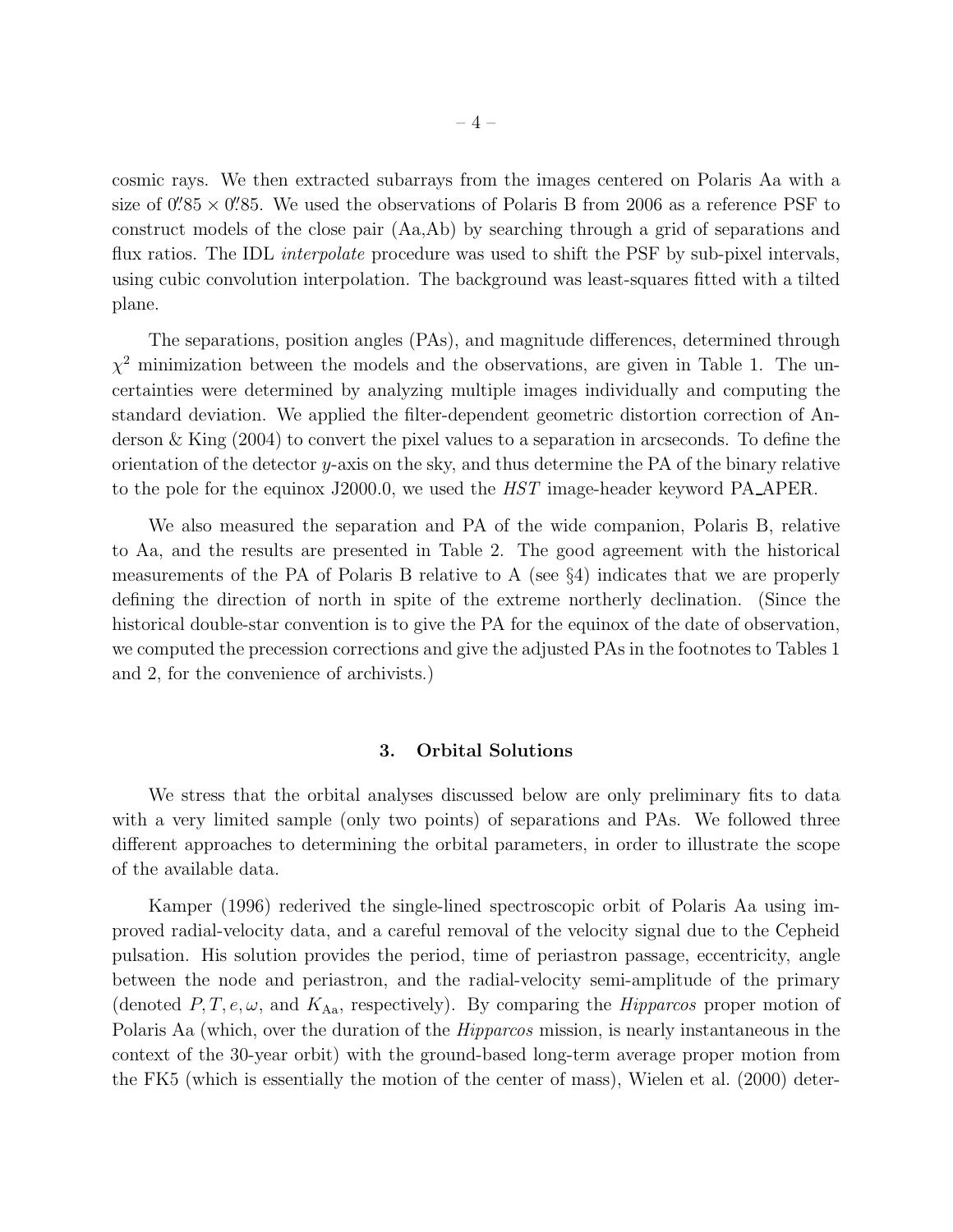cosmic rays. We then extracted subarrays from the images centered on Polaris Aa with a size of $0''.85 \times 0''.85$. We used the observations of Polaris B from 2006 as a reference PSF to construct models of the close pair (Aa,Ab) by searching through a grid of separations and flux ratios. The IDL *interpolate* procedure was used to shift the PSF by sub-pixel intervals, using cubic convolution interpolation. The background was least-squares fitted with a tilted plane.

The separations, position angles (PAs), and magnitude differences, determined through $\chi^2$ minimization between the models and the observations, are given in Table 1. The uncertainties were determined by analyzing multiple images individually and computing the standard deviation. We applied the filter-dependent geometric distortion correction of Anderson & King (2004) to convert the pixel values to a separation in arcseconds. To define the orientation of the detector $y$-axis on the sky, and thus determine the PA of the binary relative to the pole for the equinox J2000.0, we used the *HST* image-header keyword PA_APER.

We also measured the separation and PA of the wide companion, Polaris B, relative to Aa, and the results are presented in Table 2. The good agreement with the historical measurements of the PA of Polaris B relative to A (see §4) indicates that we are properly defining the direction of north in spite of the extreme northerly declination. (Since the historical double-star convention is to give the PA for the equinox of the date of observation, we computed the precession corrections and give the adjusted PAs in the footnotes to Tables 1 and 2, for the convenience of archivists.)

## 3. Orbital Solutions

We stress that the orbital analyses discussed below are only preliminary fits to data with a very limited sample (only two points) of separations and PAs. We followed three different approaches to determining the orbital parameters, in order to illustrate the scope of the available data.

Kamper (1996) rederived the single-lined spectroscopic orbit of Polaris Aa using improved radial-velocity data, and a careful removal of the velocity signal due to the Cepheid pulsation. His solution provides the period, time of periastron passage, eccentricity, angle between the node and periastron, and the radial-velocity semi-amplitude of the primary (denoted $P, T, e, \omega$, and $K_{\rm Aa}$, respectively). By comparing the *Hipparcos* proper motion of Polaris Aa (which, over the duration of the *Hipparcos* mission, is nearly instantaneous in the context of the 30-year orbit) with the ground-based long-term average proper motion from the FK5 (which is essentially the motion of the center of mass), Wielen et al. (2000) deter-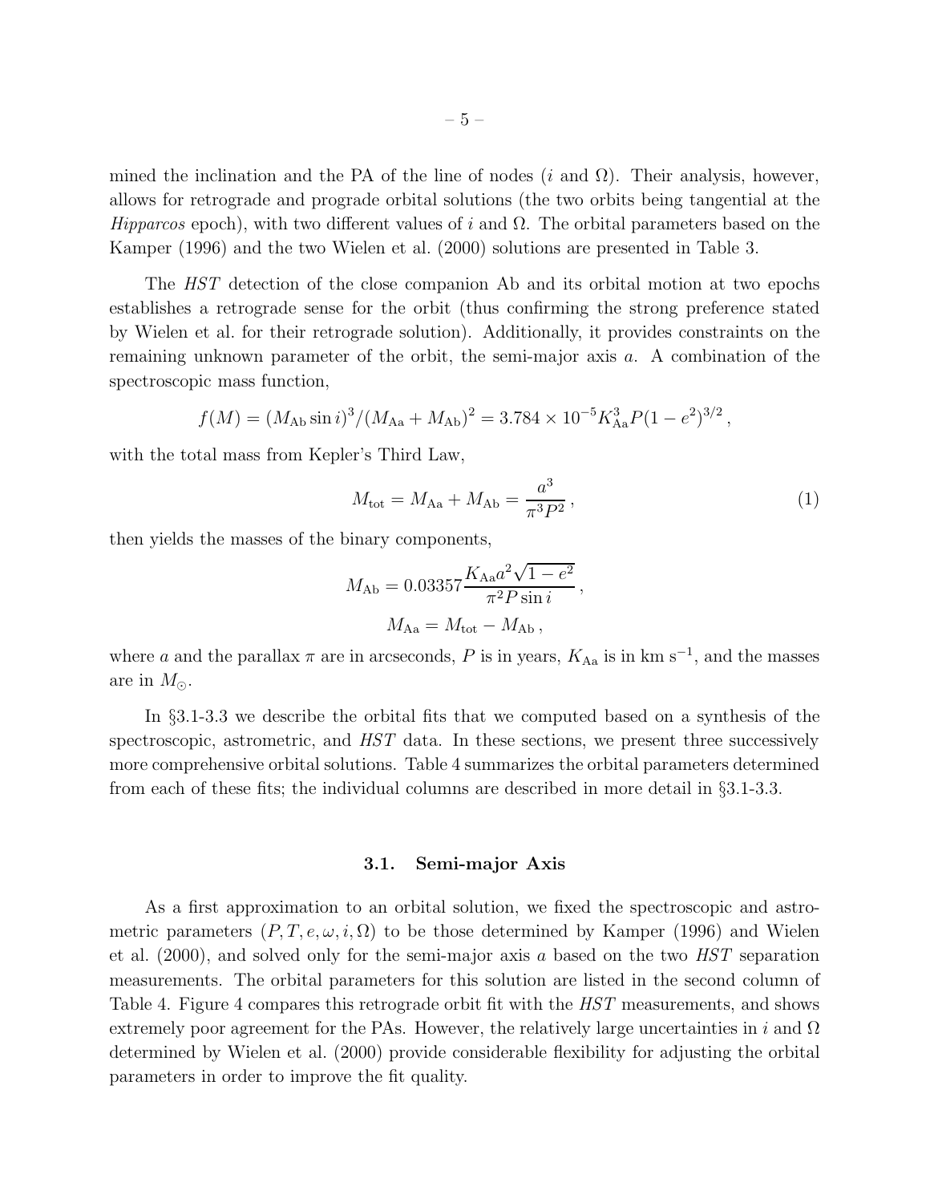mined the inclination and the PA of the line of nodes ($i$ and $\Omega$). Their analysis, however, allows for retrograde and prograde orbital solutions (the two orbits being tangential at the *Hipparcos* epoch), with two different values of $i$ and $\Omega$. The orbital parameters based on the Kamper (1996) and the two Wielen et al. (2000) solutions are presented in Table 3.

The *HST* detection of the close companion Ab and its orbital motion at two epochs establishes a retrograde sense for the orbit (thus confirming the strong preference stated by Wielen et al. for their retrograde solution). Additionally, it provides constraints on the remaining unknown parameter of the orbit, the semi-major axis $a$. A combination of the spectroscopic mass function,

$$f(M) = (M_{\rm Ab} \sin i)^3/(M_{\rm Aa} + M_{\rm Ab})^2 = 3.784 \times 10^{-5} K_{\rm Aa}^3 P (1 - e^2)^{3/2}\,,$$

with the total mass from Kepler's Third Law,

$$M_{\rm tot} = M_{\rm Aa} + M_{\rm Ab} = \frac{a^3}{\pi^3 P^2}\,, \tag{1}$$

then yields the masses of the binary components,

$$M_{\rm Ab} = 0.03357 \frac{K_{\rm Aa} a^2 \sqrt{1 - e^2}}{\pi^2 P \sin i}\,,$$

$$M_{\rm Aa} = M_{\rm tot} - M_{\rm Ab}\,,$$

where $a$ and the parallax $\pi$ are in arcseconds, $P$ is in years, $K_{\rm Aa}$ is in km s$^{-1}$, and the masses are in $M_{\odot}$.

In §3.1-3.3 we describe the orbital fits that we computed based on a synthesis of the spectroscopic, astrometric, and *HST* data. In these sections, we present three successively more comprehensive orbital solutions. Table 4 summarizes the orbital parameters determined from each of these fits; the individual columns are described in more detail in §3.1-3.3.

### 3.1. Semi-major Axis

As a first approximation to an orbital solution, we fixed the spectroscopic and astrometric parameters $(P, T, e, \omega, i, \Omega)$ to be those determined by Kamper (1996) and Wielen et al. (2000), and solved only for the semi-major axis $a$ based on the two *HST* separation measurements. The orbital parameters for this solution are listed in the second column of Table 4. Figure 4 compares this retrograde orbit fit with the *HST* measurements, and shows extremely poor agreement for the PAs. However, the relatively large uncertainties in $i$ and $\Omega$ determined by Wielen et al. (2000) provide considerable flexibility for adjusting the orbital parameters in order to improve the fit quality.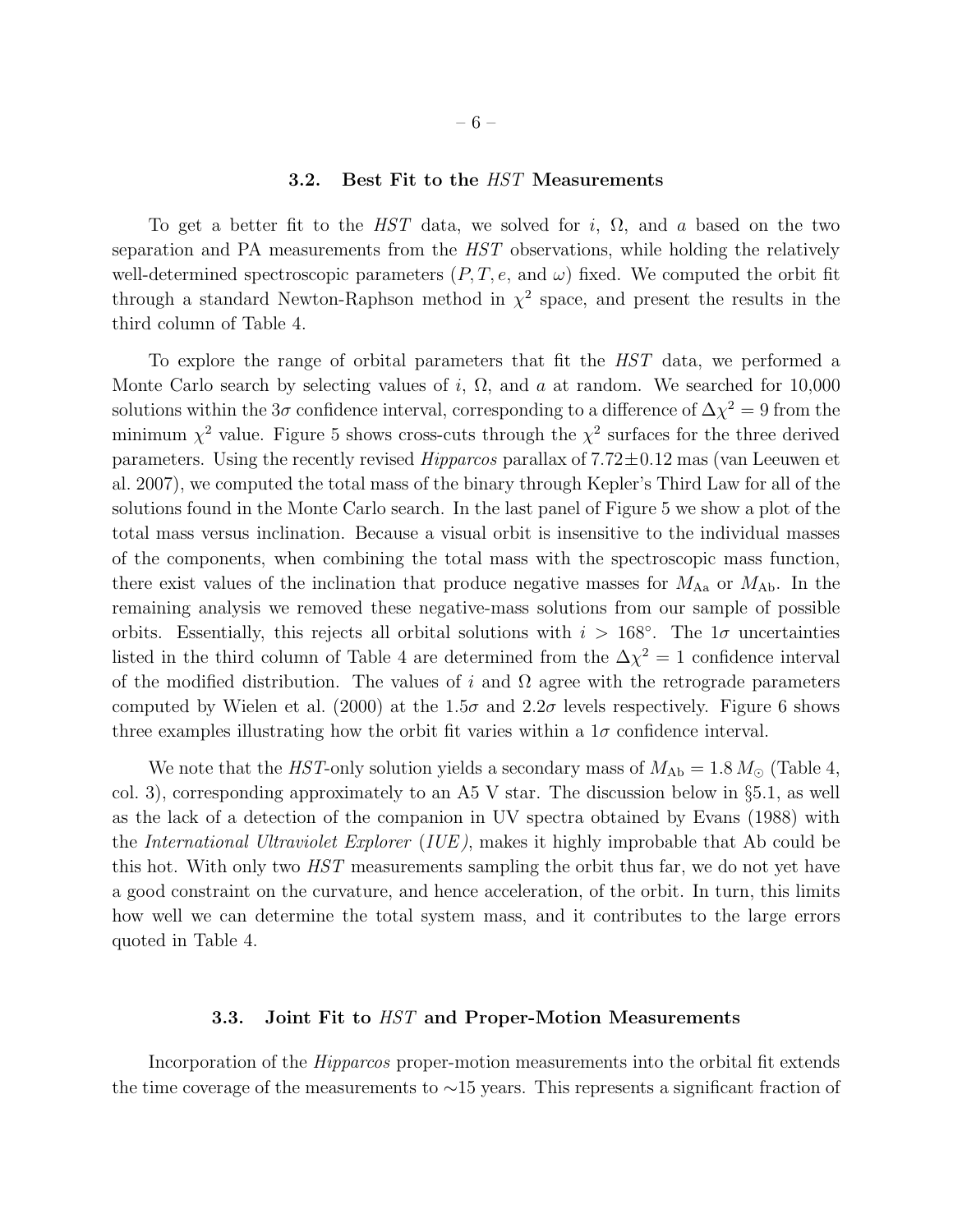### 3.2. Best Fit to the *HST* Measurements

To get a better fit to the *HST* data, we solved for $i$, $\Omega$, and $a$ based on the two separation and PA measurements from the *HST* observations, while holding the relatively well-determined spectroscopic parameters ($P, T, e$, and $\omega$) fixed. We computed the orbit fit through a standard Newton-Raphson method in $\chi^2$ space, and present the results in the third column of Table 4.

To explore the range of orbital parameters that fit the *HST* data, we performed a Monte Carlo search by selecting values of $i$, $\Omega$, and $a$ at random. We searched for 10,000 solutions within the $3\sigma$ confidence interval, corresponding to a difference of $\Delta\chi^2 = 9$ from the minimum $\chi^2$ value. Figure 5 shows cross-cuts through the $\chi^2$ surfaces for the three derived parameters. Using the recently revised *Hipparcos* parallax of $7.72 \pm 0.12$ mas (van Leeuwen et al. 2007), we computed the total mass of the binary through Kepler's Third Law for all of the solutions found in the Monte Carlo search. In the last panel of Figure 5 we show a plot of the total mass versus inclination. Because a visual orbit is insensitive to the individual masses of the components, when combining the total mass with the spectroscopic mass function, there exist values of the inclination that produce negative masses for $M_{\rm Aa}$ or $M_{\rm Ab}$. In the remaining analysis we removed these negative-mass solutions from our sample of possible orbits. Essentially, this rejects all orbital solutions with $i > 168°$. The $1\sigma$ uncertainties listed in the third column of Table 4 are determined from the $\Delta\chi^2 = 1$ confidence interval of the modified distribution. The values of $i$ and $\Omega$ agree with the retrograde parameters computed by Wielen et al. (2000) at the $1.5\sigma$ and $2.2\sigma$ levels respectively. Figure 6 shows three examples illustrating how the orbit fit varies within a $1\sigma$ confidence interval.

We note that the *HST*-only solution yields a secondary mass of $M_{\rm Ab} = 1.8\,M_\odot$ (Table 4, col. 3), corresponding approximately to an A5 V star. The discussion below in §5.1, as well as the lack of a detection of the companion in UV spectra obtained by Evans (1988) with the *International Ultraviolet Explorer* (*IUE*), makes it highly improbable that Ab could be this hot. With only two *HST* measurements sampling the orbit thus far, we do not yet have a good constraint on the curvature, and hence acceleration, of the orbit. In turn, this limits how well we can determine the total system mass, and it contributes to the large errors quoted in Table 4.

### 3.3. Joint Fit to *HST* and Proper-Motion Measurements

Incorporation of the *Hipparcos* proper-motion measurements into the orbital fit extends the time coverage of the measurements to ∼15 years. This represents a significant fraction of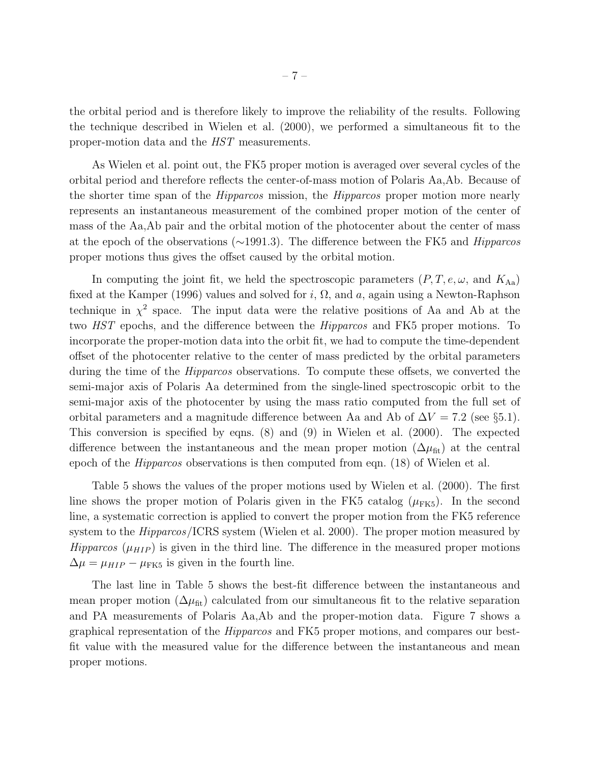the orbital period and is therefore likely to improve the reliability of the results. Following the technique described in Wielen et al. (2000), we performed a simultaneous fit to the proper-motion data and the *HST* measurements.

As Wielen et al. point out, the FK5 proper motion is averaged over several cycles of the orbital period and therefore reflects the center-of-mass motion of Polaris Aa,Ab. Because of the shorter time span of the *Hipparcos* mission, the *Hipparcos* proper motion more nearly represents an instantaneous measurement of the combined proper motion of the center of mass of the Aa,Ab pair and the orbital motion of the photocenter about the center of mass at the epoch of the observations ($\sim$1991.3). The difference between the FK5 and *Hipparcos* proper motions thus gives the offset caused by the orbital motion.

In computing the joint fit, we held the spectroscopic parameters ($P, T, e, \omega$, and $K_{\rm Aa}$) fixed at the Kamper (1996) values and solved for $i$, $\Omega$, and $a$, again using a Newton-Raphson technique in $\chi^2$ space. The input data were the relative positions of Aa and Ab at the two *HST* epochs, and the difference between the *Hipparcos* and FK5 proper motions. To incorporate the proper-motion data into the orbit fit, we had to compute the time-dependent offset of the photocenter relative to the center of mass predicted by the orbital parameters during the time of the *Hipparcos* observations. To compute these offsets, we converted the semi-major axis of Polaris Aa determined from the single-lined spectroscopic orbit to the semi-major axis of the photocenter by using the mass ratio computed from the full set of orbital parameters and a magnitude difference between Aa and Ab of $\Delta V = 7.2$ (see §5.1). This conversion is specified by eqns. (8) and (9) in Wielen et al. (2000). The expected difference between the instantaneous and the mean proper motion ($\Delta\mu_{\rm fit}$) at the central epoch of the *Hipparcos* observations is then computed from eqn. (18) of Wielen et al.

Table 5 shows the values of the proper motions used by Wielen et al. (2000). The first line shows the proper motion of Polaris given in the FK5 catalog ($\mu_{\rm FK5}$). In the second line, a systematic correction is applied to convert the proper motion from the FK5 reference system to the *Hipparcos*/ICRS system (Wielen et al. 2000). The proper motion measured by *Hipparcos* ($\mu_{HIP}$) is given in the third line. The difference in the measured proper motions $\Delta\mu = \mu_{HIP} - \mu_{\rm FK5}$ is given in the fourth line.

The last line in Table 5 shows the best-fit difference between the instantaneous and mean proper motion ($\Delta\mu_{\rm fit}$) calculated from our simultaneous fit to the relative separation and PA measurements of Polaris Aa,Ab and the proper-motion data. Figure 7 shows a graphical representation of the *Hipparcos* and FK5 proper motions, and compares our best-fit value with the measured value for the difference between the instantaneous and mean proper motions.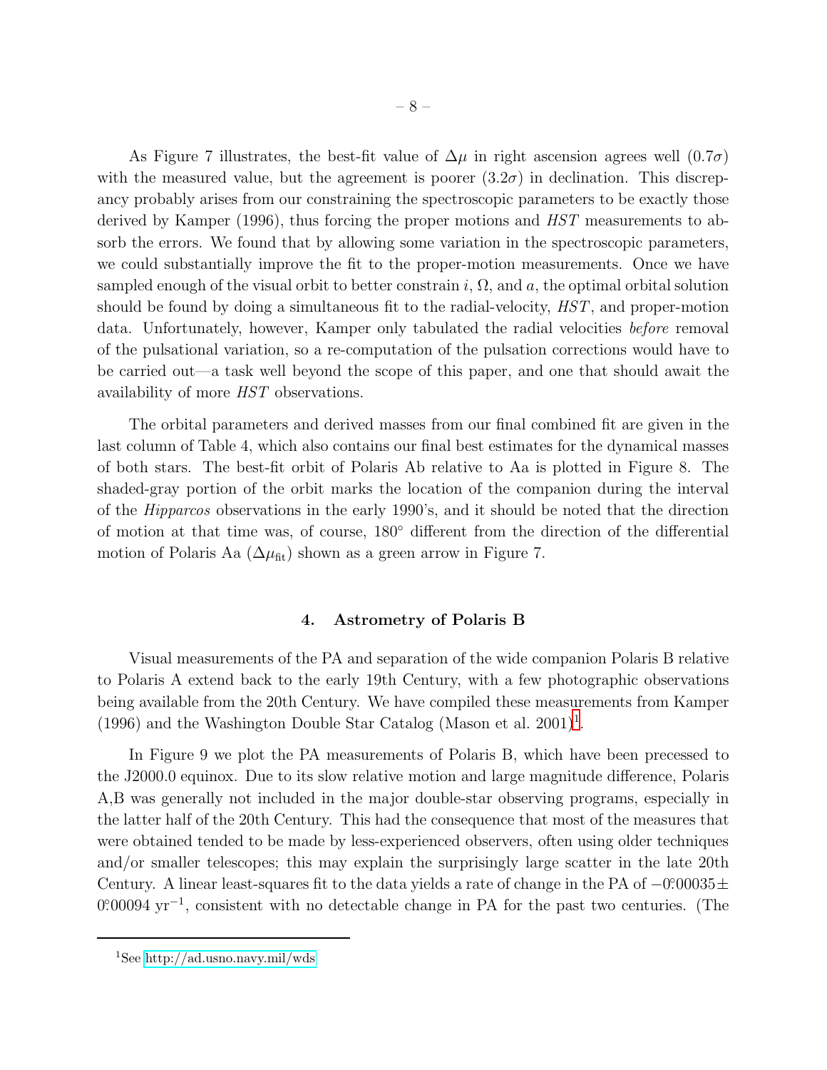As Figure 7 illustrates, the best-fit value of $\Delta\mu$ in right ascension agrees well ($0.7\sigma$) with the measured value, but the agreement is poorer ($3.2\sigma$) in declination. This discrepancy probably arises from our constraining the spectroscopic parameters to be exactly those derived by Kamper (1996), thus forcing the proper motions and *HST* measurements to absorb the errors. We found that by allowing some variation in the spectroscopic parameters, we could substantially improve the fit to the proper-motion measurements. Once we have sampled enough of the visual orbit to better constrain $i$, $\Omega$, and $a$, the optimal orbital solution should be found by doing a simultaneous fit to the radial-velocity, *HST*, and proper-motion data. Unfortunately, however, Kamper only tabulated the radial velocities *before* removal of the pulsational variation, so a re-computation of the pulsation corrections would have to be carried out—a task well beyond the scope of this paper, and one that should await the availability of more *HST* observations.

The orbital parameters and derived masses from our final combined fit are given in the last column of Table 4, which also contains our final best estimates for the dynamical masses of both stars. The best-fit orbit of Polaris Ab relative to Aa is plotted in Figure 8. The shaded-gray portion of the orbit marks the location of the companion during the interval of the *Hipparcos* observations in the early 1990's, and it should be noted that the direction of motion at that time was, of course, $180^\circ$ different from the direction of the differential motion of Polaris Aa ($\Delta\mu_{\rm fit}$) shown as a green arrow in Figure 7.

## 4. Astrometry of Polaris B

Visual measurements of the PA and separation of the wide companion Polaris B relative to Polaris A extend back to the early 19th Century, with a few photographic observations being available from the 20th Century. We have compiled these measurements from Kamper (1996) and the Washington Double Star Catalog (Mason et al. 2001)[1].

In Figure 9 we plot the PA measurements of Polaris B, which have been precessed to the J2000.0 equinox. Due to its slow relative motion and large magnitude difference, Polaris A,B was generally not included in the major double-star observing programs, especially in the latter half of the 20th Century. This had the consequence that most of the measures that were obtained tended to be made by less-experienced observers, often using older techniques and/or smaller telescopes; this may explain the surprisingly large scatter in the late 20th Century. A linear least-squares fit to the data yields a rate of change in the PA of $-0^\circ\!\!.00035 \pm 0^\circ\!\!.00094\ \mathrm{yr}^{-1}$, consistent with no detectable change in PA for the past two centuries. (The

[1] See http://ad.usno.navy.mil/wds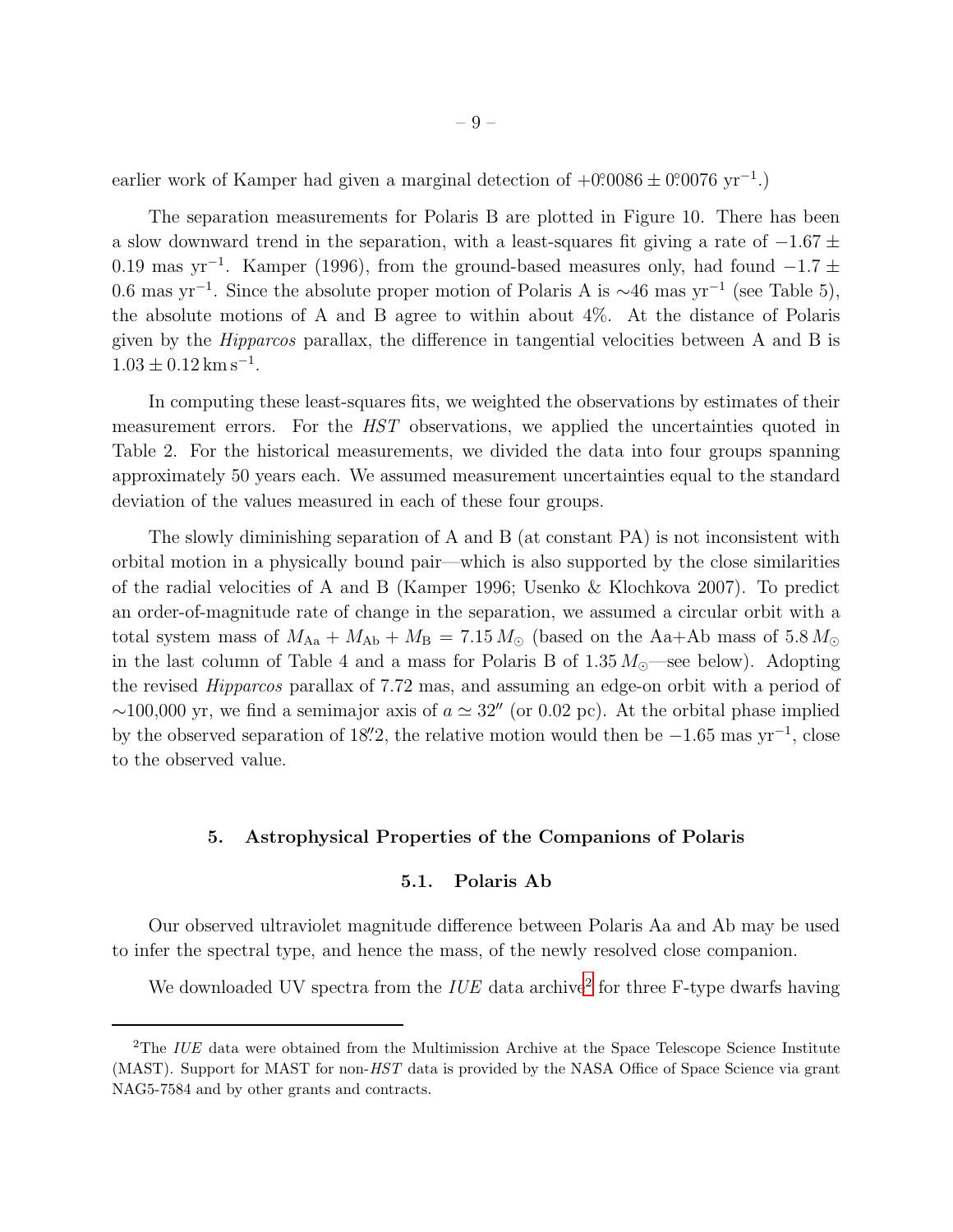earlier work of Kamper had given a marginal detection of $+0^\circ\!.0086 \pm 0^\circ\!.0076$ yr$^{-1}$.)

The separation measurements for Polaris B are plotted in Figure 10. There has been a slow downward trend in the separation, with a least-squares fit giving a rate of $-1.67 \pm 0.19$ mas yr$^{-1}$. Kamper (1996), from the ground-based measures only, had found $-1.7 \pm 0.6$ mas yr$^{-1}$. Since the absolute proper motion of Polaris A is $\sim$46 mas yr$^{-1}$ (see Table 5), the absolute motions of A and B agree to within about 4%. At the distance of Polaris given by the *Hipparcos* parallax, the difference in tangential velocities between A and B is $1.03 \pm 0.12\,\mathrm{km\,s^{-1}}$.

In computing these least-squares fits, we weighted the observations by estimates of their measurement errors. For the *HST* observations, we applied the uncertainties quoted in Table 2. For the historical measurements, we divided the data into four groups spanning approximately 50 years each. We assumed measurement uncertainties equal to the standard deviation of the values measured in each of these four groups.

The slowly diminishing separation of A and B (at constant PA) is not inconsistent with orbital motion in a physically bound pair—which is also supported by the close similarities of the radial velocities of A and B (Kamper 1996; Usenko & Klochkova 2007). To predict an order-of-magnitude rate of change in the separation, we assumed a circular orbit with a total system mass of $M_{\rm Aa} + M_{\rm Ab} + M_{\rm B} = 7.15\,M_\odot$ (based on the Aa+Ab mass of $5.8\,M_\odot$ in the last column of Table 4 and a mass for Polaris B of $1.35\,M_\odot$—see below). Adopting the revised *Hipparcos* parallax of 7.72 mas, and assuming an edge-on orbit with a period of $\sim$100,000 yr, we find a semimajor axis of $a \simeq 32''$ (or 0.02 pc). At the orbital phase implied by the observed separation of $18''\!.2$, the relative motion would then be $-1.65$ mas yr$^{-1}$, close to the observed value.

## 5. Astrophysical Properties of the Companions of Polaris

### 5.1. Polaris Ab

Our observed ultraviolet magnitude difference between Polaris Aa and Ab may be used to infer the spectral type, and hence the mass, of the newly resolved close companion.

We downloaded UV spectra from the *IUE* data archive[2] for three F-type dwarfs having

[2] The *IUE* data were obtained from the Multimission Archive at the Space Telescope Science Institute (MAST). Support for MAST for non-*HST* data is provided by the NASA Office of Space Science via grant NAG5-7584 and by other grants and contracts.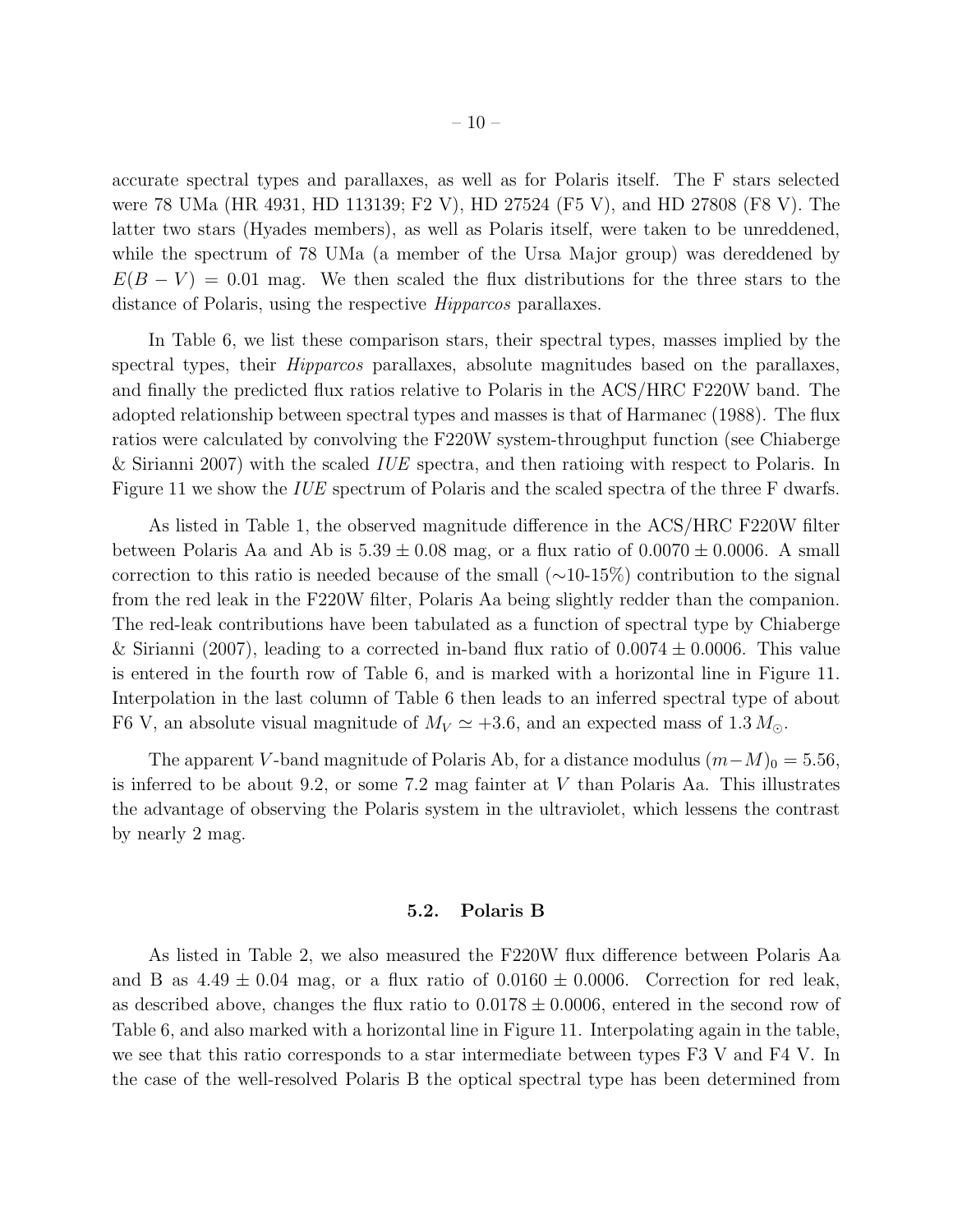accurate spectral types and parallaxes, as well as for Polaris itself. The F stars selected were 78 UMa (HR 4931, HD 113139; F2 V), HD 27524 (F5 V), and HD 27808 (F8 V). The latter two stars (Hyades members), as well as Polaris itself, were taken to be unreddened, while the spectrum of 78 UMa (a member of the Ursa Major group) was dereddened by $E(B-V) = 0.01$ mag. We then scaled the flux distributions for the three stars to the distance of Polaris, using the respective *Hipparcos* parallaxes.

In Table 6, we list these comparison stars, their spectral types, masses implied by the spectral types, their *Hipparcos* parallaxes, absolute magnitudes based on the parallaxes, and finally the predicted flux ratios relative to Polaris in the ACS/HRC F220W band. The adopted relationship between spectral types and masses is that of Harmanec (1988). The flux ratios were calculated by convolving the F220W system-throughput function (see Chiaberge & Sirianni 2007) with the scaled *IUE* spectra, and then ratioing with respect to Polaris. In Figure 11 we show the *IUE* spectrum of Polaris and the scaled spectra of the three F dwarfs.

As listed in Table 1, the observed magnitude difference in the ACS/HRC F220W filter between Polaris Aa and Ab is $5.39 \pm 0.08$ mag, or a flux ratio of $0.0070 \pm 0.0006$. A small correction to this ratio is needed because of the small (~10-15%) contribution to the signal from the red leak in the F220W filter, Polaris Aa being slightly redder than the companion. The red-leak contributions have been tabulated as a function of spectral type by Chiaberge & Sirianni (2007), leading to a corrected in-band flux ratio of $0.0074 \pm 0.0006$. This value is entered in the fourth row of Table 6, and is marked with a horizontal line in Figure 11. Interpolation in the last column of Table 6 then leads to an inferred spectral type of about F6 V, an absolute visual magnitude of $M_V \simeq +3.6$, and an expected mass of $1.3\,M_\odot$.

The apparent $V$-band magnitude of Polaris Ab, for a distance modulus $(m-M)_0 = 5.56$, is inferred to be about 9.2, or some 7.2 mag fainter at $V$ than Polaris Aa. This illustrates the advantage of observing the Polaris system in the ultraviolet, which lessens the contrast by nearly 2 mag.

### 5.2. Polaris B

As listed in Table 2, we also measured the F220W flux difference between Polaris Aa and B as $4.49 \pm 0.04$ mag, or a flux ratio of $0.0160 \pm 0.0006$. Correction for red leak, as described above, changes the flux ratio to $0.0178 \pm 0.0006$, entered in the second row of Table 6, and also marked with a horizontal line in Figure 11. Interpolating again in the table, we see that this ratio corresponds to a star intermediate between types F3 V and F4 V. In the case of the well-resolved Polaris B the optical spectral type has been determined from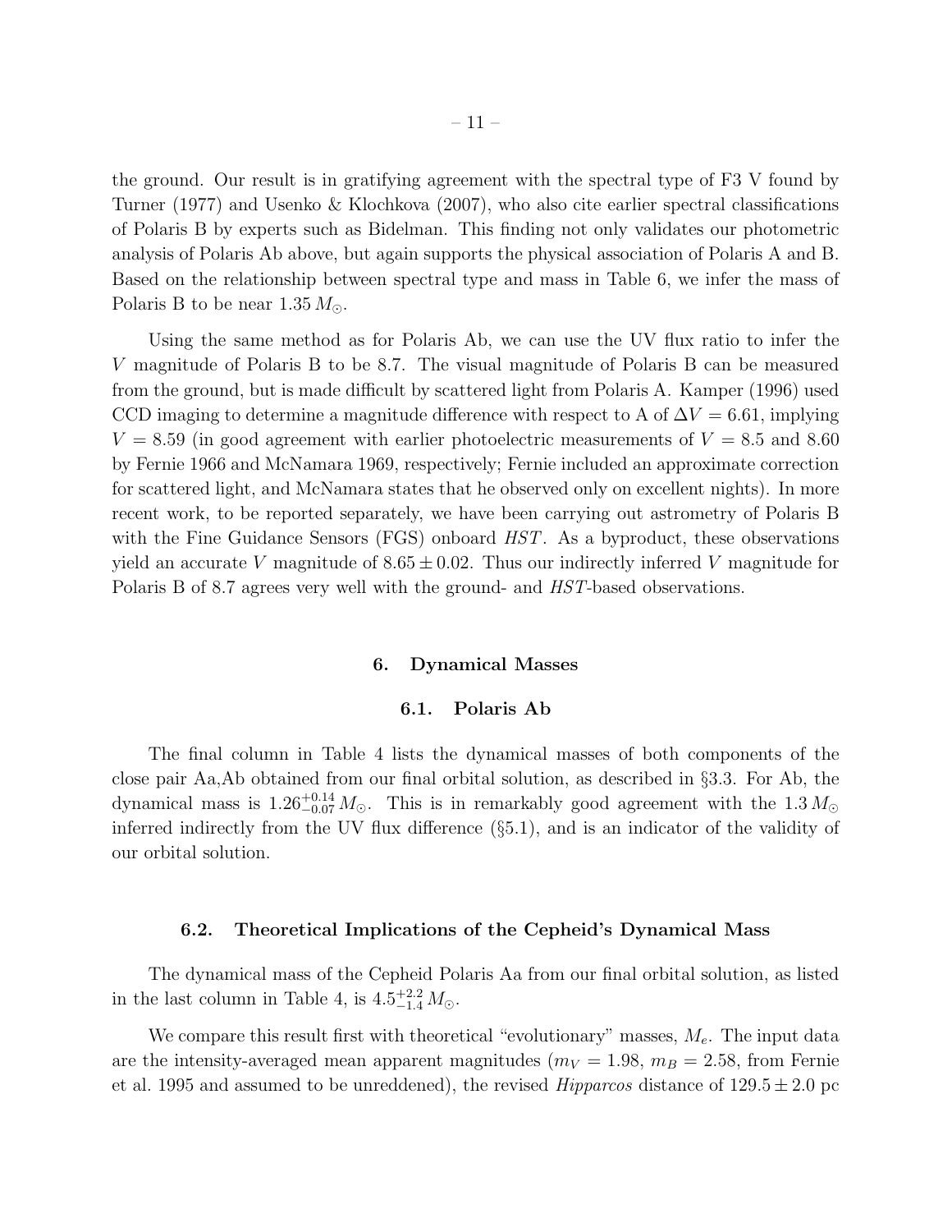the ground. Our result is in gratifying agreement with the spectral type of F3 V found by Turner (1977) and Usenko & Klochkova (2007), who also cite earlier spectral classifications of Polaris B by experts such as Bidelman. This finding not only validates our photometric analysis of Polaris Ab above, but again supports the physical association of Polaris A and B. Based on the relationship between spectral type and mass in Table 6, we infer the mass of Polaris B to be near $1.35\,M_\odot$.

Using the same method as for Polaris Ab, we can use the UV flux ratio to infer the $V$ magnitude of Polaris B to be 8.7. The visual magnitude of Polaris B can be measured from the ground, but is made difficult by scattered light from Polaris A. Kamper (1996) used CCD imaging to determine a magnitude difference with respect to A of $\Delta V = 6.61$, implying $V = 8.59$ (in good agreement with earlier photoelectric measurements of $V = 8.5$ and 8.60 by Fernie 1966 and McNamara 1969, respectively; Fernie included an approximate correction for scattered light, and McNamara states that he observed only on excellent nights). In more recent work, to be reported separately, we have been carrying out astrometry of Polaris B with the Fine Guidance Sensors (FGS) onboard *HST*. As a byproduct, these observations yield an accurate $V$ magnitude of $8.65 \pm 0.02$. Thus our indirectly inferred $V$ magnitude for Polaris B of 8.7 agrees very well with the ground- and *HST*-based observations.

## 6. Dynamical Masses

### 6.1. Polaris Ab

The final column in Table 4 lists the dynamical masses of both components of the close pair Aa,Ab obtained from our final orbital solution, as described in §3.3. For Ab, the dynamical mass is $1.26^{+0.14}_{-0.07}\,M_\odot$. This is in remarkably good agreement with the $1.3\,M_\odot$ inferred indirectly from the UV flux difference (§5.1), and is an indicator of the validity of our orbital solution.

### 6.2. Theoretical Implications of the Cepheid's Dynamical Mass

The dynamical mass of the Cepheid Polaris Aa from our final orbital solution, as listed in the last column in Table 4, is $4.5^{+2.2}_{-1.4}\,M_\odot$.

We compare this result first with theoretical "evolutionary" masses, $M_e$. The input data are the intensity-averaged mean apparent magnitudes ($m_V = 1.98$, $m_B = 2.58$, from Fernie et al. 1995 and assumed to be unreddened), the revised *Hipparcos* distance of $129.5 \pm 2.0$ pc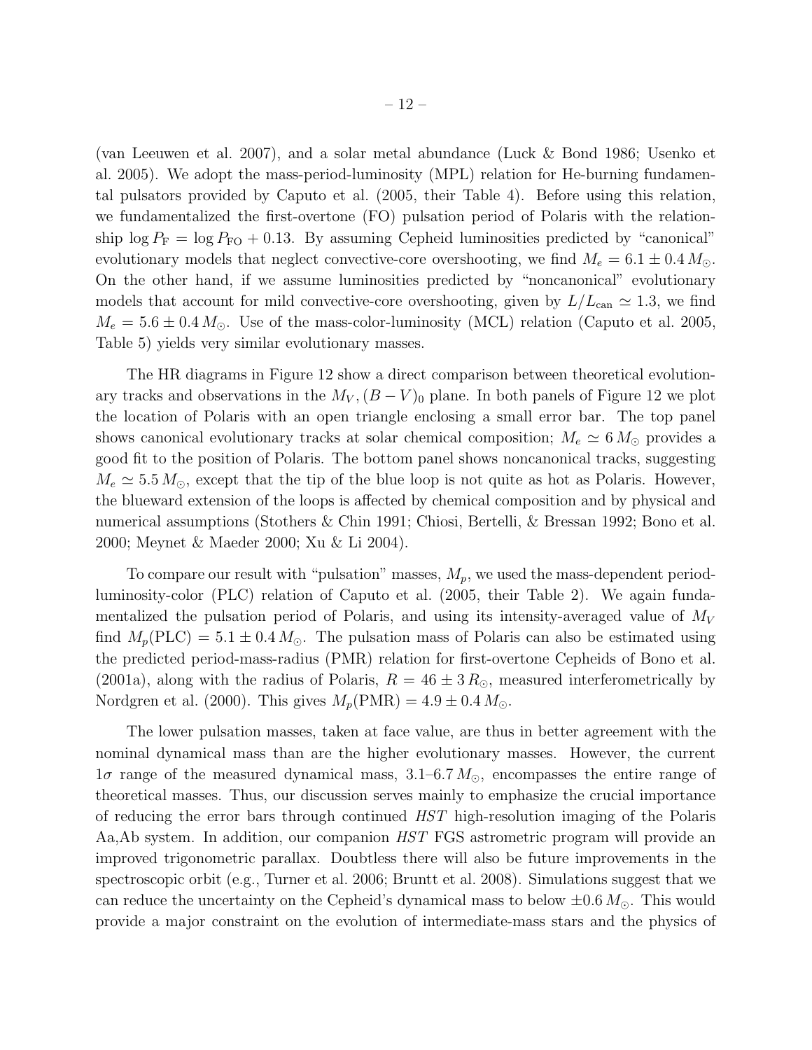(van Leeuwen et al. 2007), and a solar metal abundance (Luck & Bond 1986; Usenko et al. 2005). We adopt the mass-period-luminosity (MPL) relation for He-burning fundamental pulsators provided by Caputo et al. (2005, their Table 4). Before using this relation, we fundamentalized the first-overtone (FO) pulsation period of Polaris with the relationship $\log P_{\rm F} = \log P_{\rm FO} + 0.13$. By assuming Cepheid luminosities predicted by "canonical" evolutionary models that neglect convective-core overshooting, we find $M_e = 6.1 \pm 0.4\,M_\odot$. On the other hand, if we assume luminosities predicted by "noncanonical" evolutionary models that account for mild convective-core overshooting, given by $L/L_{\rm can} \simeq 1.3$, we find $M_e = 5.6 \pm 0.4\,M_\odot$. Use of the mass-color-luminosity (MCL) relation (Caputo et al. 2005, Table 5) yields very similar evolutionary masses.

The HR diagrams in Figure 12 show a direct comparison between theoretical evolutionary tracks and observations in the $M_V, (B-V)_0$ plane. In both panels of Figure 12 we plot the location of Polaris with an open triangle enclosing a small error bar. The top panel shows canonical evolutionary tracks at solar chemical composition; $M_e \simeq 6\,M_\odot$ provides a good fit to the position of Polaris. The bottom panel shows noncanonical tracks, suggesting $M_e \simeq 5.5\,M_\odot$, except that the tip of the blue loop is not quite as hot as Polaris. However, the blueward extension of the loops is affected by chemical composition and by physical and numerical assumptions (Stothers & Chin 1991; Chiosi, Bertelli, & Bressan 1992; Bono et al. 2000; Meynet & Maeder 2000; Xu & Li 2004).

To compare our result with "pulsation" masses, $M_p$, we used the mass-dependent period-luminosity-color (PLC) relation of Caputo et al. (2005, their Table 2). We again fundamentalized the pulsation period of Polaris, and using its intensity-averaged value of $M_V$ find $M_p({\rm PLC}) = 5.1 \pm 0.4\,M_\odot$. The pulsation mass of Polaris can also be estimated using the predicted period-mass-radius (PMR) relation for first-overtone Cepheids of Bono et al. (2001a), along with the radius of Polaris, $R = 46 \pm 3\,R_\odot$, measured interferometrically by Nordgren et al. (2000). This gives $M_p({\rm PMR}) = 4.9 \pm 0.4\,M_\odot$.

The lower pulsation masses, taken at face value, are thus in better agreement with the nominal dynamical mass than are the higher evolutionary masses. However, the current $1\sigma$ range of the measured dynamical mass, 3.1–6.7 $M_\odot$, encompasses the entire range of theoretical masses. Thus, our discussion serves mainly to emphasize the crucial importance of reducing the error bars through continued *HST* high-resolution imaging of the Polaris Aa,Ab system. In addition, our companion *HST* FGS astrometric program will provide an improved trigonometric parallax. Doubtless there will also be future improvements in the spectroscopic orbit (e.g., Turner et al. 2006; Bruntt et al. 2008). Simulations suggest that we can reduce the uncertainty on the Cepheid's dynamical mass to below $\pm 0.6\,M_\odot$. This would provide a major constraint on the evolution of intermediate-mass stars and the physics of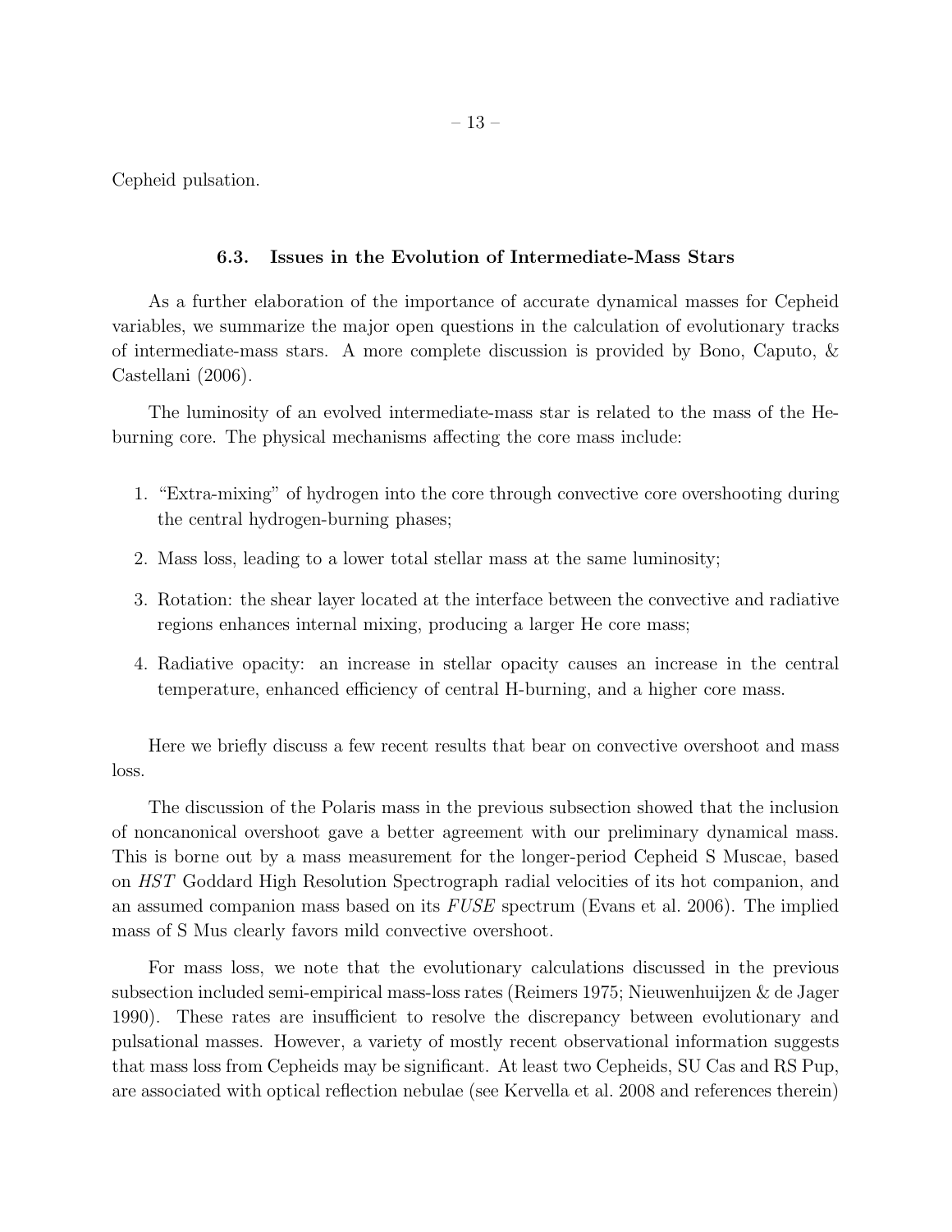Cepheid pulsation.

### 6.3. Issues in the Evolution of Intermediate-Mass Stars

As a further elaboration of the importance of accurate dynamical masses for Cepheid variables, we summarize the major open questions in the calculation of evolutionary tracks of intermediate-mass stars. A more complete discussion is provided by Bono, Caputo, & Castellani (2006).

The luminosity of an evolved intermediate-mass star is related to the mass of the He-burning core. The physical mechanisms affecting the core mass include:

1. "Extra-mixing" of hydrogen into the core through convective core overshooting during the central hydrogen-burning phases;
2. Mass loss, leading to a lower total stellar mass at the same luminosity;
3. Rotation: the shear layer located at the interface between the convective and radiative regions enhances internal mixing, producing a larger He core mass;
4. Radiative opacity: an increase in stellar opacity causes an increase in the central temperature, enhanced efficiency of central H-burning, and a higher core mass.

Here we briefly discuss a few recent results that bear on convective overshoot and mass loss.

The discussion of the Polaris mass in the previous subsection showed that the inclusion of noncanonical overshoot gave a better agreement with our preliminary dynamical mass. This is borne out by a mass measurement for the longer-period Cepheid S Muscae, based on *HST* Goddard High Resolution Spectrograph radial velocities of its hot companion, and an assumed companion mass based on its *FUSE* spectrum (Evans et al. 2006). The implied mass of S Mus clearly favors mild convective overshoot.

For mass loss, we note that the evolutionary calculations discussed in the previous subsection included semi-empirical mass-loss rates (Reimers 1975; Nieuwenhuijzen & de Jager 1990). These rates are insufficient to resolve the discrepancy between evolutionary and pulsational masses. However, a variety of mostly recent observational information suggests that mass loss from Cepheids may be significant. At least two Cepheids, SU Cas and RS Pup, are associated with optical reflection nebulae (see Kervella et al. 2008 and references therein)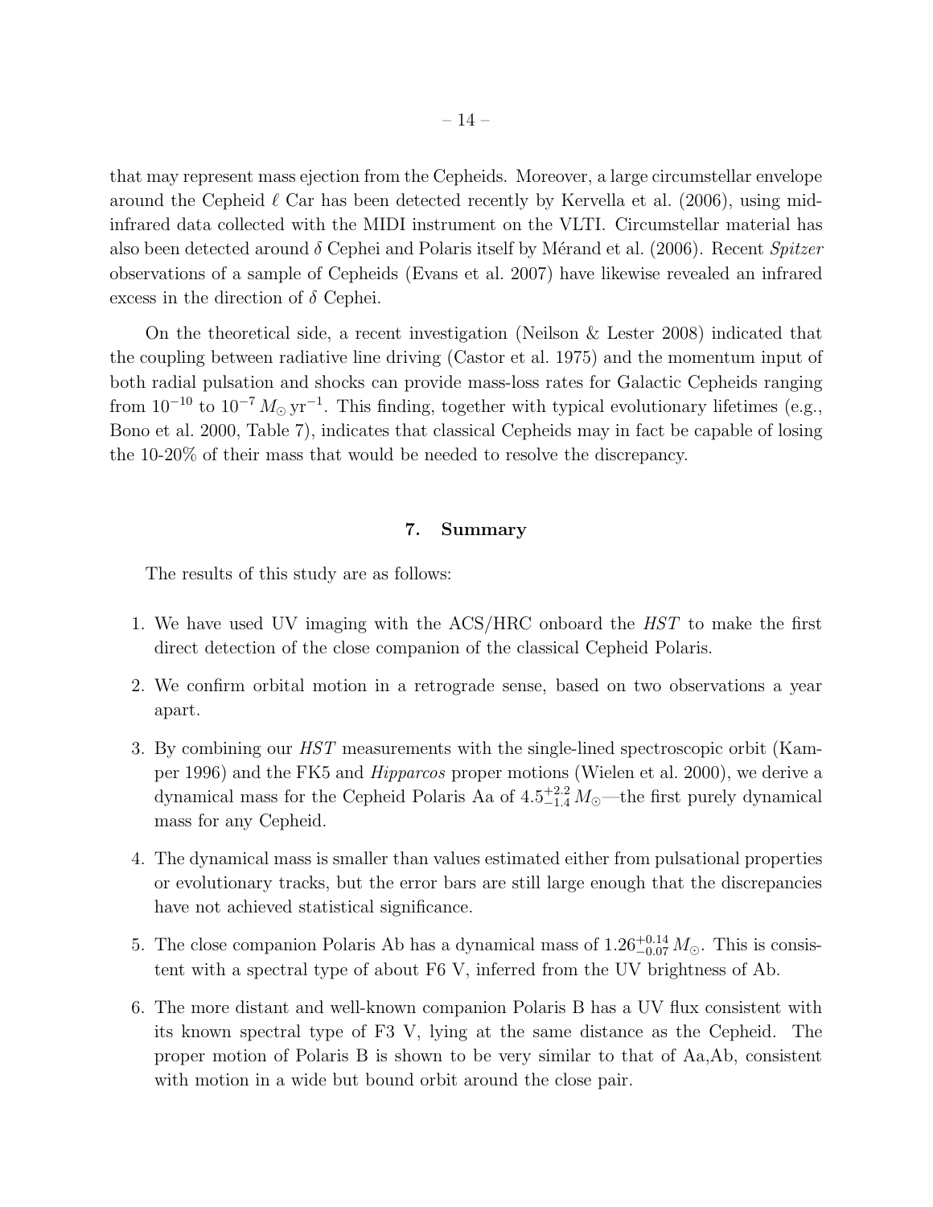that may represent mass ejection from the Cepheids. Moreover, a large circumstellar envelope around the Cepheid $\ell$ Car has been detected recently by Kervella et al. (2006), using mid-infrared data collected with the MIDI instrument on the VLTI. Circumstellar material has also been detected around $\delta$ Cephei and Polaris itself by Mérand et al. (2006). Recent *Spitzer* observations of a sample of Cepheids (Evans et al. 2007) have likewise revealed an infrared excess in the direction of $\delta$ Cephei.

On the theoretical side, a recent investigation (Neilson & Lester 2008) indicated that the coupling between radiative line driving (Castor et al. 1975) and the momentum input of both radial pulsation and shocks can provide mass-loss rates for Galactic Cepheids ranging from $10^{-10}$ to $10^{-7}\,M_{\odot}\,\mathrm{yr}^{-1}$. This finding, together with typical evolutionary lifetimes (e.g., Bono et al. 2000, Table 7), indicates that classical Cepheids may in fact be capable of losing the 10-20% of their mass that would be needed to resolve the discrepancy.

## 7. Summary

The results of this study are as follows:

1. We have used UV imaging with the ACS/HRC onboard the *HST* to make the first direct detection of the close companion of the classical Cepheid Polaris.
2. We confirm orbital motion in a retrograde sense, based on two observations a year apart.
3. By combining our *HST* measurements with the single-lined spectroscopic orbit (Kamper 1996) and the FK5 and *Hipparcos* proper motions (Wielen et al. 2000), we derive a dynamical mass for the Cepheid Polaris Aa of $4.5^{+2.2}_{-1.4}\,M_{\odot}$—the first purely dynamical mass for any Cepheid.
4. The dynamical mass is smaller than values estimated either from pulsational properties or evolutionary tracks, but the error bars are still large enough that the discrepancies have not achieved statistical significance.
5. The close companion Polaris Ab has a dynamical mass of $1.26^{+0.14}_{-0.07}\,M_{\odot}$. This is consistent with a spectral type of about F6 V, inferred from the UV brightness of Ab.
6. The more distant and well-known companion Polaris B has a UV flux consistent with its known spectral type of F3 V, lying at the same distance as the Cepheid. The proper motion of Polaris B is shown to be very similar to that of Aa,Ab, consistent with motion in a wide but bound orbit around the close pair.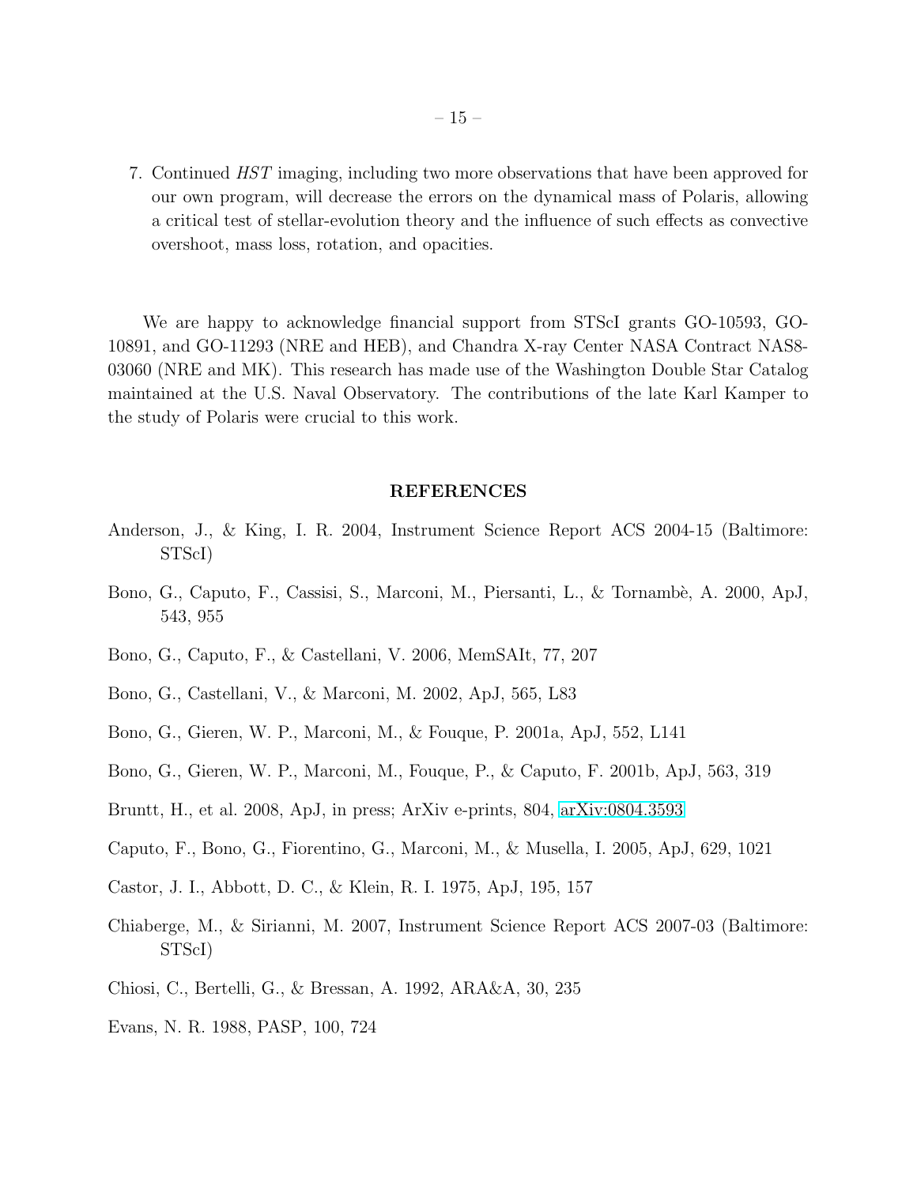7. Continued *HST* imaging, including two more observations that have been approved for our own program, will decrease the errors on the dynamical mass of Polaris, allowing a critical test of stellar-evolution theory and the influence of such effects as convective overshoot, mass loss, rotation, and opacities.

We are happy to acknowledge financial support from STScI grants GO-10593, GO-10891, and GO-11293 (NRE and HEB), and Chandra X-ray Center NASA Contract NAS8-03060 (NRE and MK). This research has made use of the Washington Double Star Catalog maintained at the U.S. Naval Observatory. The contributions of the late Karl Kamper to the study of Polaris were crucial to this work.

## REFERENCES

Anderson, J., & King, I. R. 2004, Instrument Science Report ACS 2004-15 (Baltimore: STScI)

Bono, G., Caputo, F., Cassisi, S., Marconi, M., Piersanti, L., & Tornambè, A. 2000, ApJ, 543, 955

Bono, G., Caputo, F., & Castellani, V. 2006, MemSAIt, 77, 207

Bono, G., Castellani, V., & Marconi, M. 2002, ApJ, 565, L83

Bono, G., Gieren, W. P., Marconi, M., & Fouque, P. 2001a, ApJ, 552, L141

Bono, G., Gieren, W. P., Marconi, M., Fouque, P., & Caputo, F. 2001b, ApJ, 563, 319

Bruntt, H., et al. 2008, ApJ, in press; ArXiv e-prints, 804, arXiv:0804.3593

Caputo, F., Bono, G., Fiorentino, G., Marconi, M., & Musella, I. 2005, ApJ, 629, 1021

Castor, J. I., Abbott, D. C., & Klein, R. I. 1975, ApJ, 195, 157

Chiaberge, M., & Sirianni, M. 2007, Instrument Science Report ACS 2007-03 (Baltimore: STScI)

Chiosi, C., Bertelli, G., & Bressan, A. 1992, ARA&A, 30, 235

Evans, N. R. 1988, PASP, 100, 724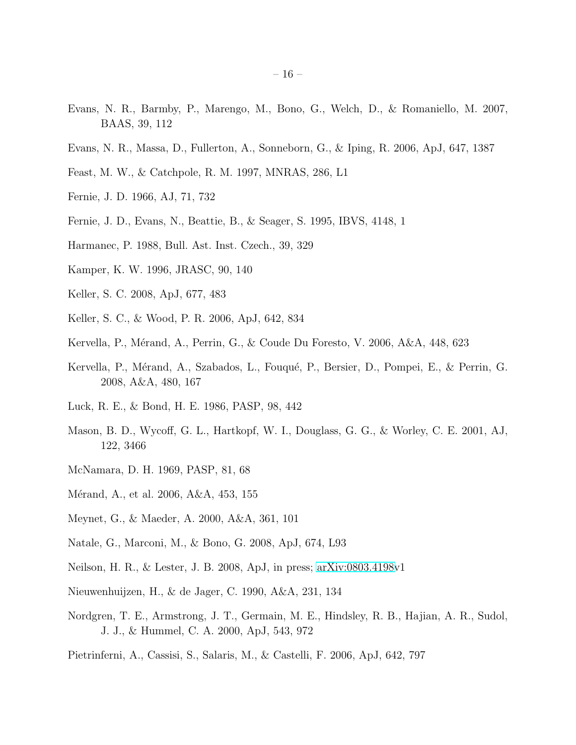Evans, N. R., Barmby, P., Marengo, M., Bono, G., Welch, D., & Romaniello, M. 2007, BAAS, 39, 112

Evans, N. R., Massa, D., Fullerton, A., Sonneborn, G., & Iping, R. 2006, ApJ, 647, 1387

Feast, M. W., & Catchpole, R. M. 1997, MNRAS, 286, L1

Fernie, J. D. 1966, AJ, 71, 732

Fernie, J. D., Evans, N., Beattie, B., & Seager, S. 1995, IBVS, 4148, 1

Harmanec, P. 1988, Bull. Ast. Inst. Czech., 39, 329

Kamper, K. W. 1996, JRASC, 90, 140

Keller, S. C. 2008, ApJ, 677, 483

Keller, S. C., & Wood, P. R. 2006, ApJ, 642, 834

Kervella, P., Mérand, A., Perrin, G., & Coude Du Foresto, V. 2006, A&A, 448, 623

Kervella, P., Mérand, A., Szabados, L., Fouqué, P., Bersier, D., Pompei, E., & Perrin, G. 2008, A&A, 480, 167

Luck, R. E., & Bond, H. E. 1986, PASP, 98, 442

Mason, B. D., Wycoff, G. L., Hartkopf, W. I., Douglass, G. G., & Worley, C. E. 2001, AJ, 122, 3466

McNamara, D. H. 1969, PASP, 81, 68

Mérand, A., et al. 2006, A&A, 453, 155

Meynet, G., & Maeder, A. 2000, A&A, 361, 101

Natale, G., Marconi, M., & Bono, G. 2008, ApJ, 674, L93

Neilson, H. R., & Lester, J. B. 2008, ApJ, in press; arXiv:0803.4198v1

Nieuwenhuijzen, H., & de Jager, C. 1990, A&A, 231, 134

Nordgren, T. E., Armstrong, J. T., Germain, M. E., Hindsley, R. B., Hajian, A. R., Sudol, J. J., & Hummel, C. A. 2000, ApJ, 543, 972

Pietrinferni, A., Cassisi, S., Salaris, M., & Castelli, F. 2006, ApJ, 642, 797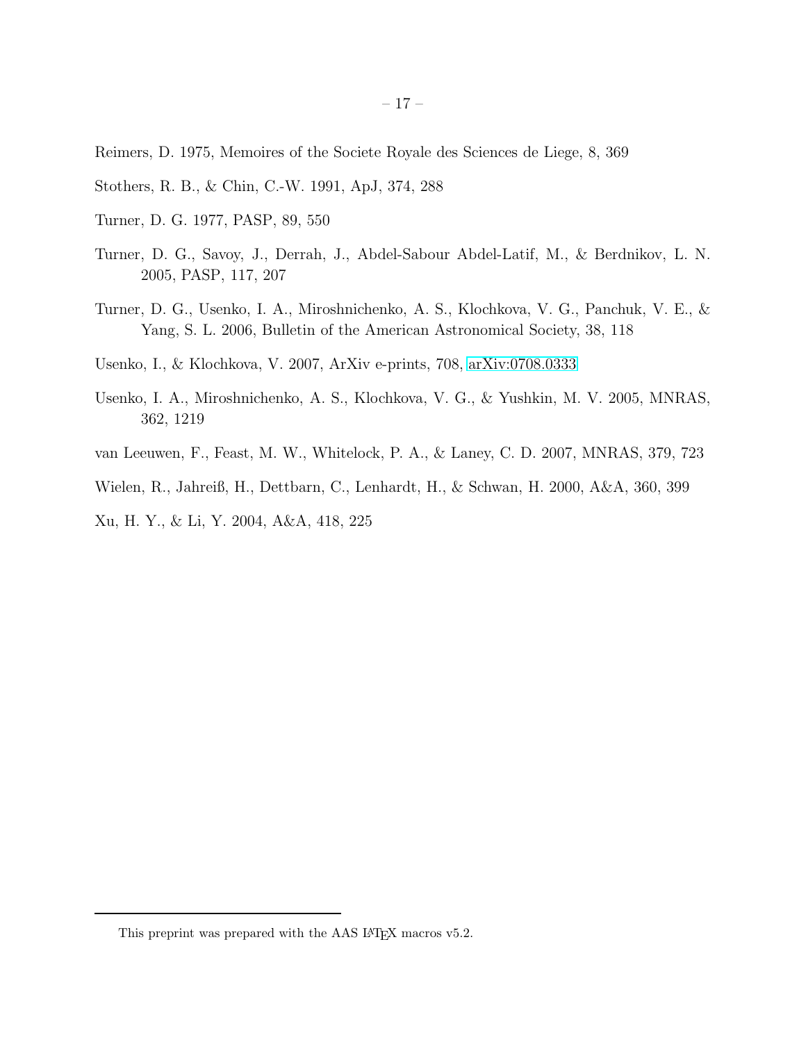Reimers, D. 1975, Memoires of the Societe Royale des Sciences de Liege, 8, 369

Stothers, R. B., & Chin, C.-W. 1991, ApJ, 374, 288

Turner, D. G. 1977, PASP, 89, 550

Turner, D. G., Savoy, J., Derrah, J., Abdel-Sabour Abdel-Latif, M., & Berdnikov, L. N. 2005, PASP, 117, 207

Turner, D. G., Usenko, I. A., Miroshnichenko, A. S., Klochkova, V. G., Panchuk, V. E., & Yang, S. L. 2006, Bulletin of the American Astronomical Society, 38, 118

Usenko, I., & Klochkova, V. 2007, ArXiv e-prints, 708, arXiv:0708.0333

Usenko, I. A., Miroshnichenko, A. S., Klochkova, V. G., & Yushkin, M. V. 2005, MNRAS, 362, 1219

van Leeuwen, F., Feast, M. W., Whitelock, P. A., & Laney, C. D. 2007, MNRAS, 379, 723

Wielen, R., Jahreiß, H., Dettbarn, C., Lenhardt, H., & Schwan, H. 2000, A&A, 360, 399

Xu, H. Y., & Li, Y. 2004, A&A, 418, 225

This preprint was prepared with the AAS LaTeX macros v5.2.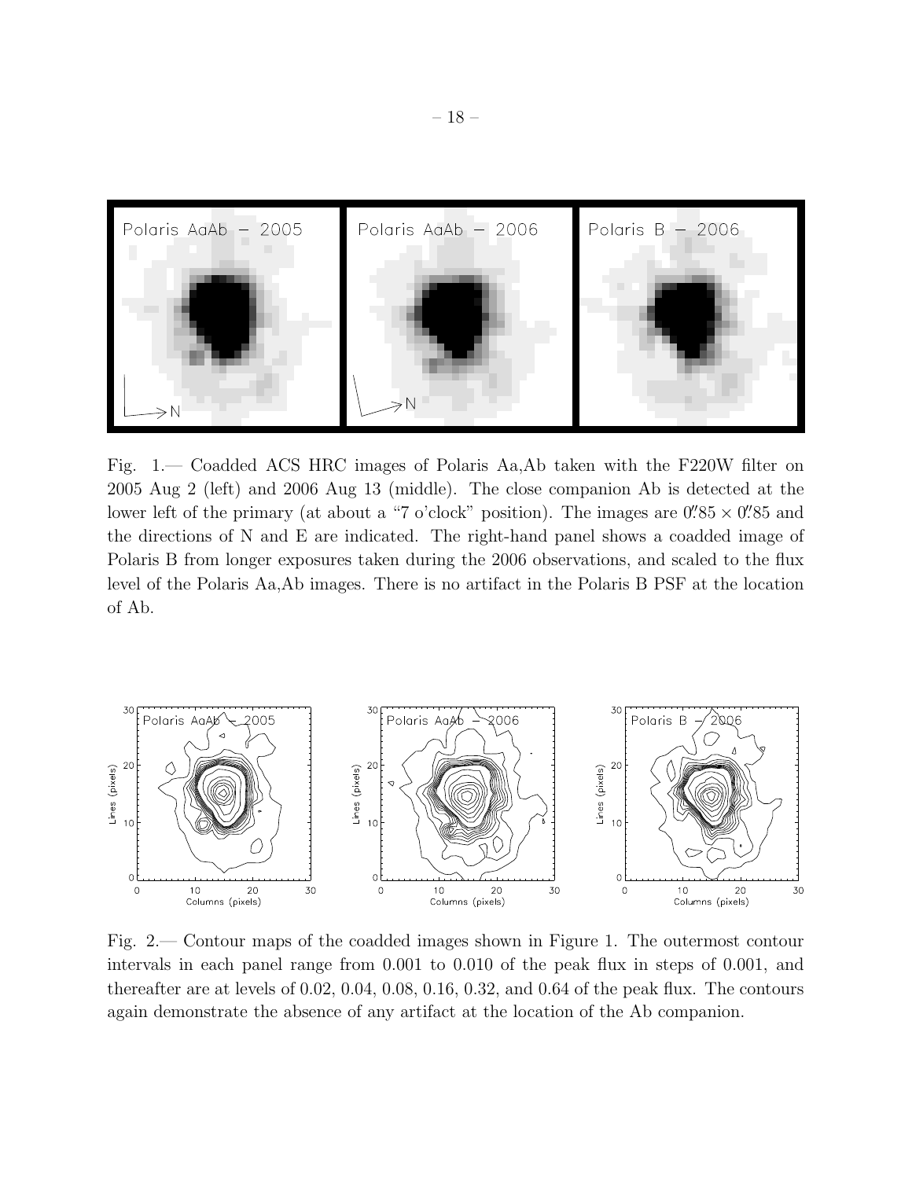Fig. 1.— Coadded ACS HRC images of Polaris Aa,Ab taken with the F220W filter on 2005 Aug 2 (left) and 2006 Aug 13 (middle). The close companion Ab is detected at the lower left of the primary (at about a "7 o'clock" position). The images are $0''.85 \times 0''.85$ and the directions of N and E are indicated. The right-hand panel shows a coadded image of Polaris B from longer exposures taken during the 2006 observations, and scaled to the flux level of the Polaris Aa,Ab images. There is no artifact in the Polaris B PSF at the location of Ab.

Fig. 2.— Contour maps of the coadded images shown in Figure 1. The outermost contour intervals in each panel range from 0.001 to 0.010 of the peak flux in steps of 0.001, and thereafter are at levels of 0.02, 0.04, 0.08, 0.16, 0.32, and 0.64 of the peak flux. The contours again demonstrate the absence of any artifact at the location of the Ab companion.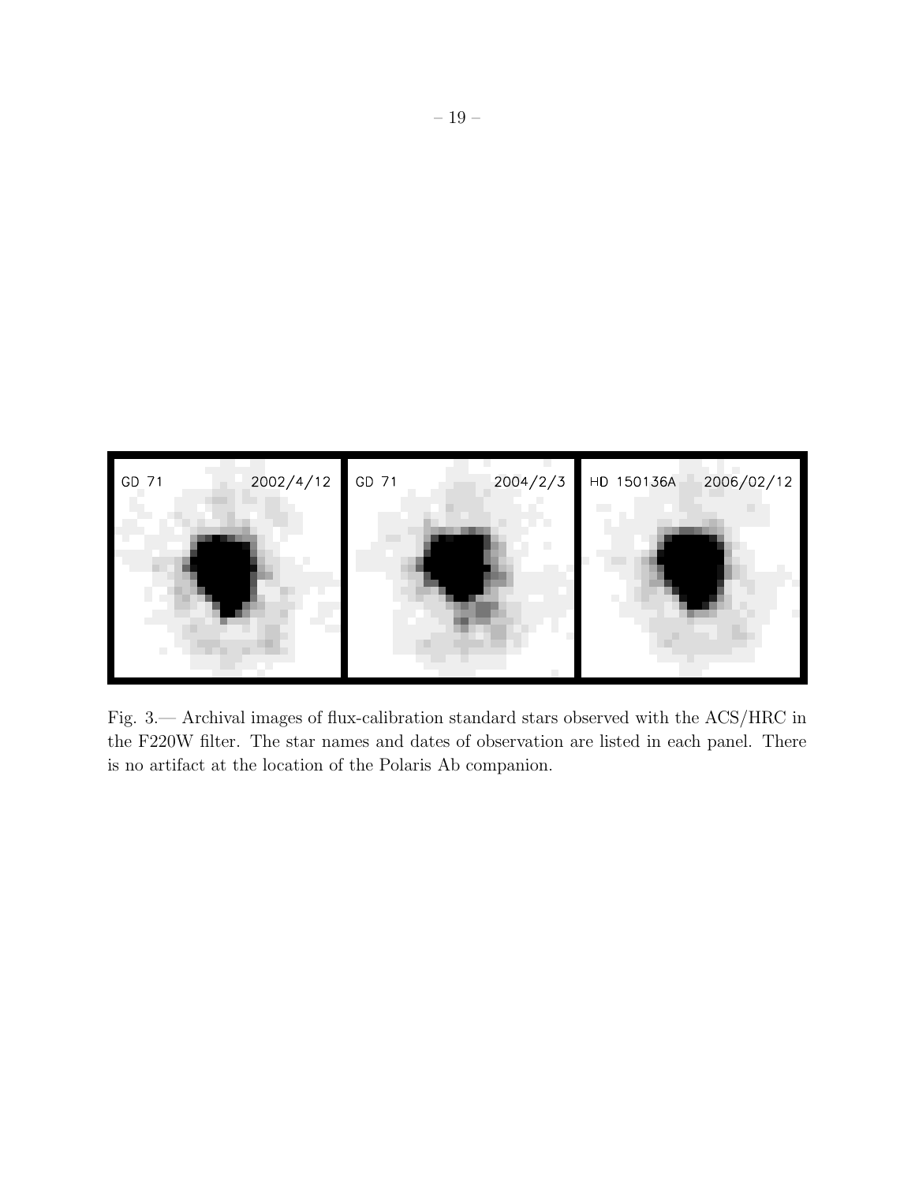Fig. 3.— Archival images of flux-calibration standard stars observed with the ACS/HRC in the F220W filter. The star names and dates of observation are listed in each panel. There is no artifact at the location of the Polaris Ab companion.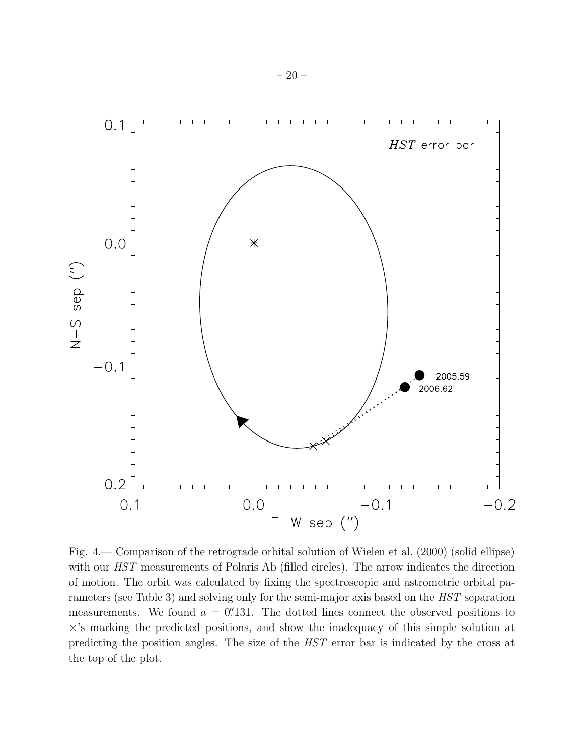Fig. 4.— Comparison of the retrograde orbital solution of Wielen et al. (2000) (solid ellipse) with our *HST* measurements of Polaris Ab (filled circles). The arrow indicates the direction of motion. The orbit was calculated by fixing the spectroscopic and astrometric orbital parameters (see Table 3) and solving only for the semi-major axis based on the *HST* separation measurements. We found $a = 0\farcs131$. The dotted lines connect the observed positions to $\times$'s marking the predicted positions, and show the inadequacy of this simple solution at predicting the position angles. The size of the *HST* error bar is indicated by the cross at the top of the plot.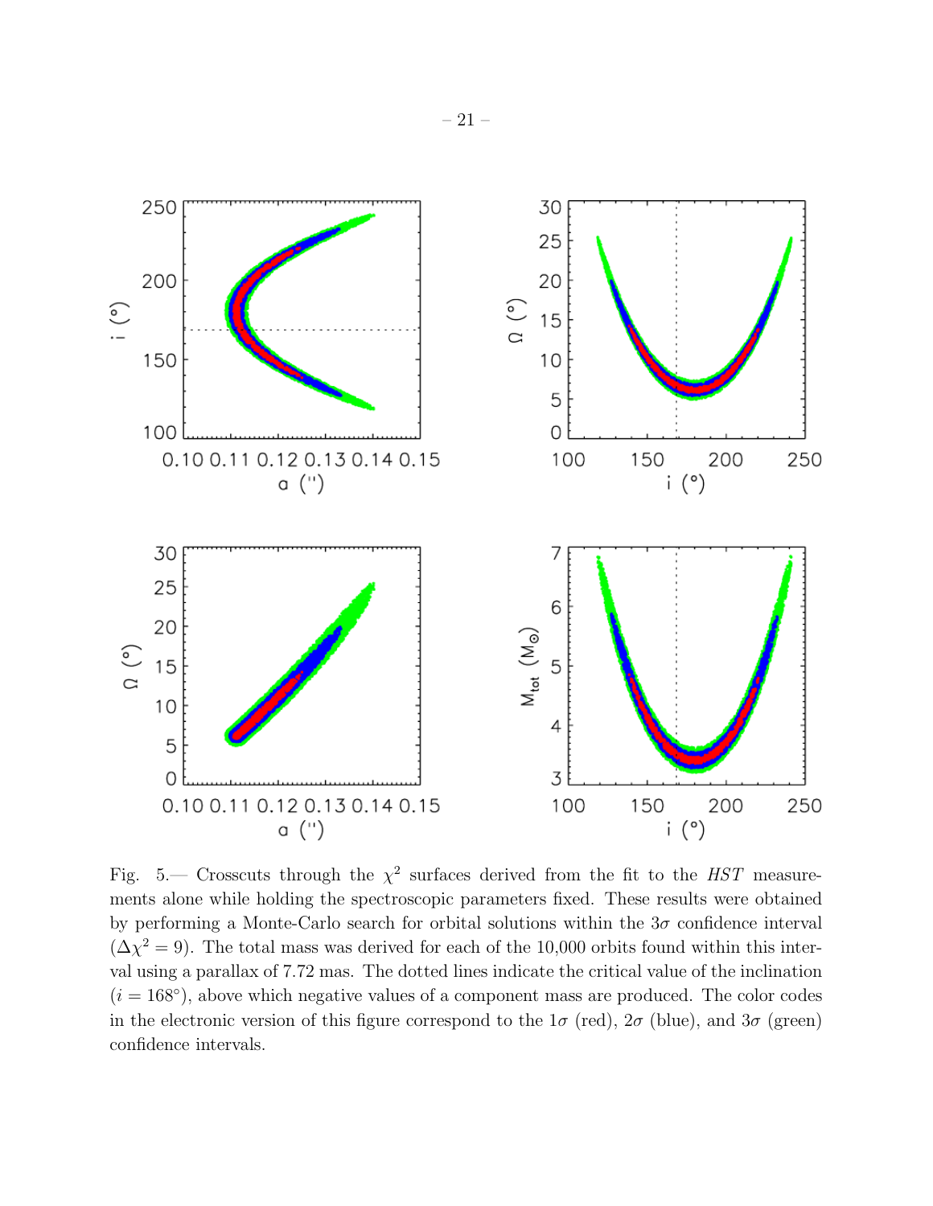Fig. 5.— Crosscuts through the $\chi^2$ surfaces derived from the fit to the *HST* measurements alone while holding the spectroscopic parameters fixed. These results were obtained by performing a Monte-Carlo search for orbital solutions within the $3\sigma$ confidence interval ($\Delta\chi^2 = 9$). The total mass was derived for each of the 10,000 orbits found within this interval using a parallax of 7.72 mas. The dotted lines indicate the critical value of the inclination ($i = 168°$), above which negative values of a component mass are produced. The color codes in the electronic version of this figure correspond to the $1\sigma$ (red), $2\sigma$ (blue), and $3\sigma$ (green) confidence intervals.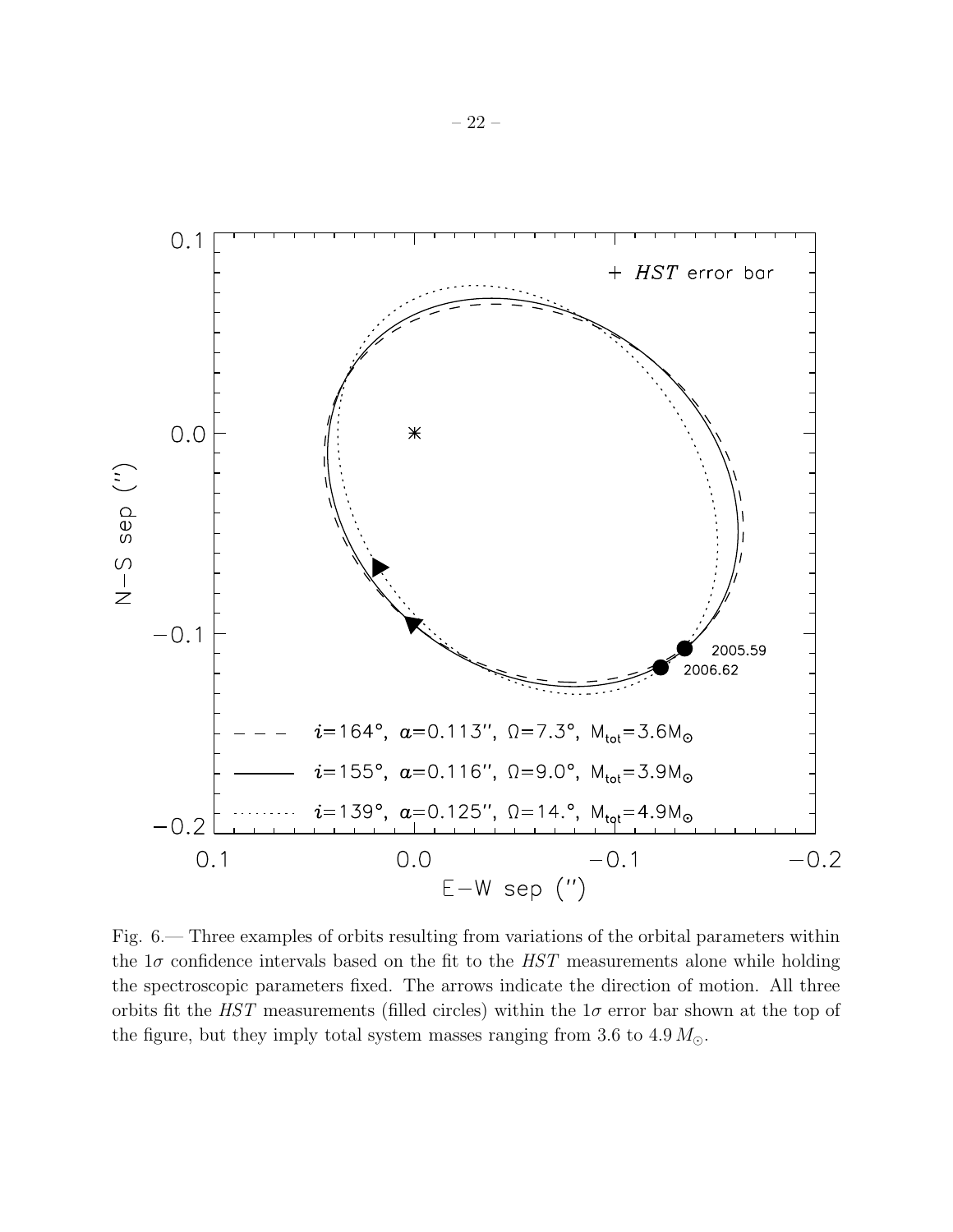Fig. 6.— Three examples of orbits resulting from variations of the orbital parameters within the $1\sigma$ confidence intervals based on the fit to the *HST* measurements alone while holding the spectroscopic parameters fixed. The arrows indicate the direction of motion. All three orbits fit the *HST* measurements (filled circles) within the $1\sigma$ error bar shown at the top of the figure, but they imply total system masses ranging from 3.6 to 4.9 $M_{\odot}$.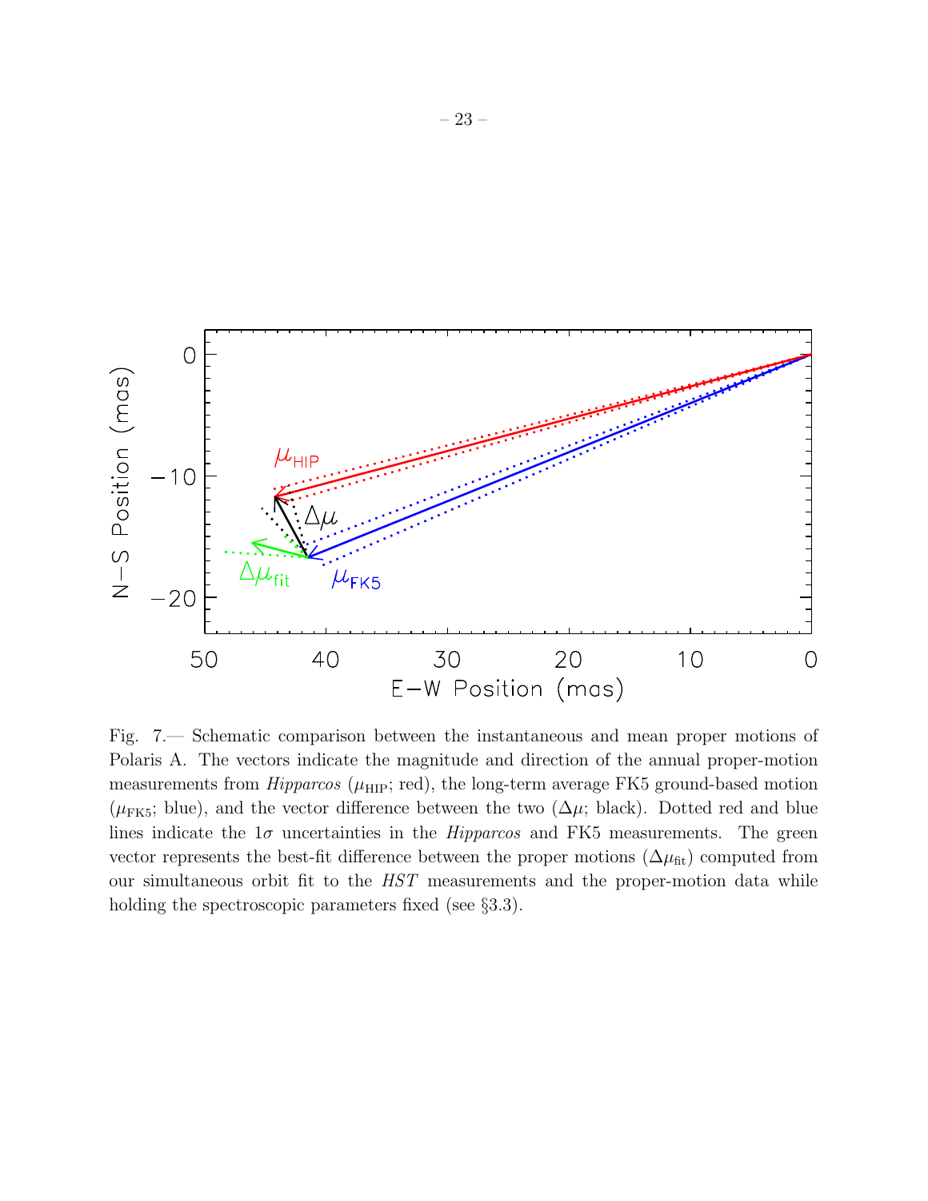Fig. 7.— Schematic comparison between the instantaneous and mean proper motions of Polaris A. The vectors indicate the magnitude and direction of the annual proper-motion measurements from *Hipparcos* ($\mu_{\rm HIP}$; red), the long-term average FK5 ground-based motion ($\mu_{\rm FK5}$; blue), and the vector difference between the two ($\Delta\mu$; black). Dotted red and blue lines indicate the $1\sigma$ uncertainties in the *Hipparcos* and FK5 measurements. The green vector represents the best-fit difference between the proper motions ($\Delta\mu_{\rm fit}$) computed from our simultaneous orbit fit to the *HST* measurements and the proper-motion data while holding the spectroscopic parameters fixed (see §3.3).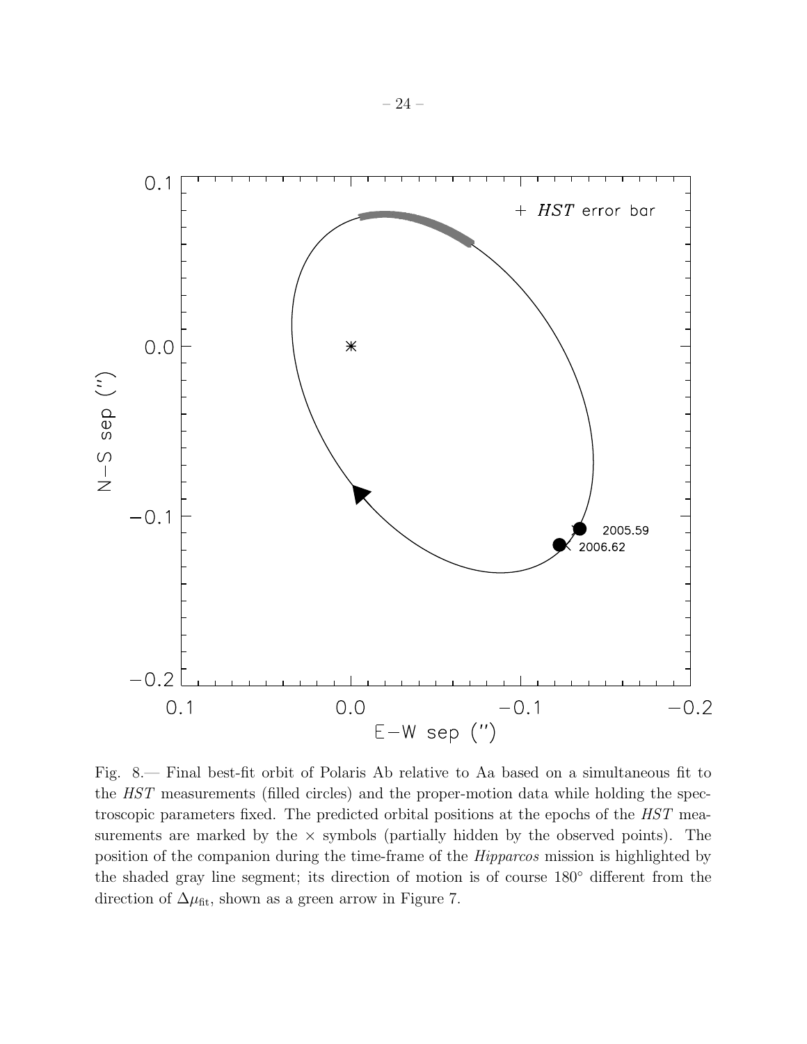Fig. 8.— Final best-fit orbit of Polaris Ab relative to Aa based on a simultaneous fit to the *HST* measurements (filled circles) and the proper-motion data while holding the spectroscopic parameters fixed. The predicted orbital positions at the epochs of the *HST* measurements are marked by the $\times$ symbols (partially hidden by the observed points). The position of the companion during the time-frame of the *Hipparcos* mission is highlighted by the shaded gray line segment; its direction of motion is of course 180° different from the direction of $\Delta\mu_{\rm fit}$, shown as a green arrow in Figure 7.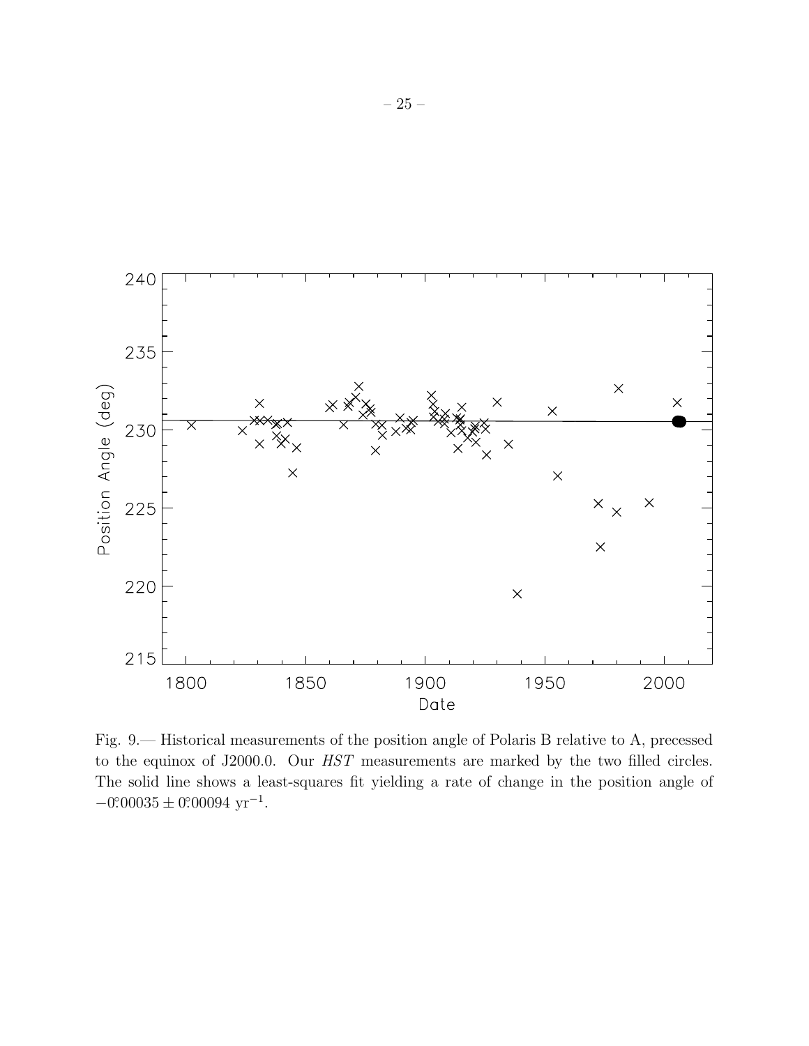Fig. 9.— Historical measurements of the position angle of Polaris B relative to A, precessed to the equinox of J2000.0. Our *HST* measurements are marked by the two filled circles. The solid line shows a least-squares fit yielding a rate of change in the position angle of $-0\overset{\circ}{.}00035 \pm 0\overset{\circ}{.}00094 \ \mathrm{yr}^{-1}$.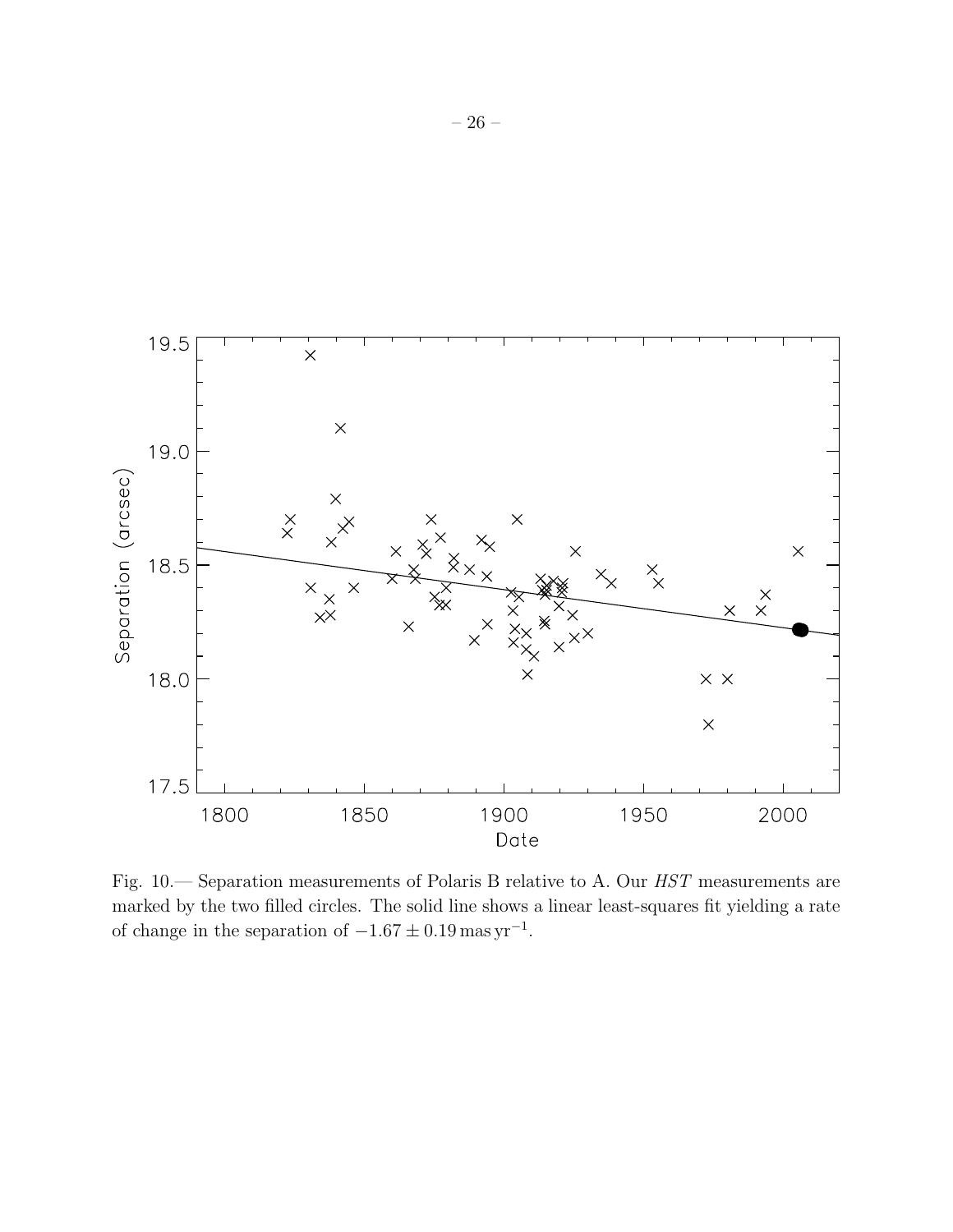Fig. 10.— Separation measurements of Polaris B relative to A. Our *HST* measurements are marked by the two filled circles. The solid line shows a linear least-squares fit yielding a rate of change in the separation of $-1.67 \pm 0.19\,\mathrm{mas\,yr^{-1}}$.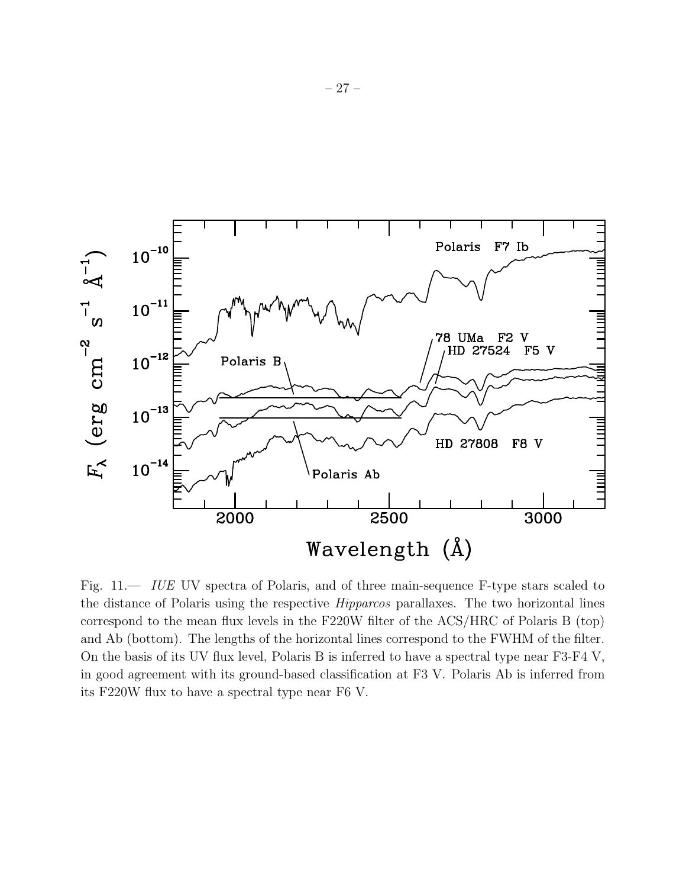Fig. 11.— *IUE* UV spectra of Polaris, and of three main-sequence F-type stars scaled to the distance of Polaris using the respective *Hipparcos* parallaxes. The two horizontal lines correspond to the mean flux levels in the F220W filter of the ACS/HRC of Polaris B (top) and Ab (bottom). The lengths of the horizontal lines correspond to the FWHM of the filter. On the basis of its UV flux level, Polaris B is inferred to have a spectral type near F3-F4 V, in good agreement with its ground-based classification at F3 V. Polaris Ab is inferred from its F220W flux to have a spectral type near F6 V.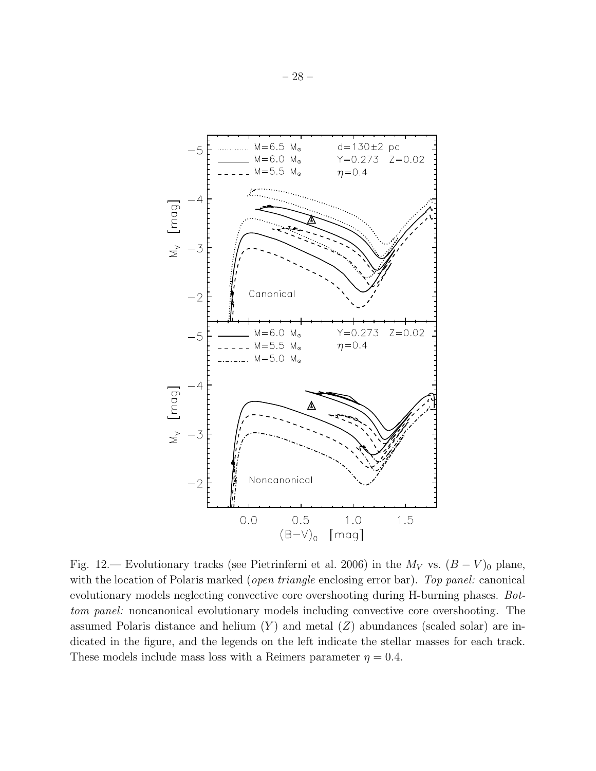Fig. 12.— Evolutionary tracks (see Pietrinferni et al. 2006) in the $M_V$ vs. $(B-V)_0$ plane, with the location of Polaris marked (*open triangle* enclosing error bar). *Top panel:* canonical evolutionary models neglecting convective core overshooting during H-burning phases. *Bottom panel:* noncanonical evolutionary models including convective core overshooting. The assumed Polaris distance and helium ($Y$) and metal ($Z$) abundances (scaled solar) are indicated in the figure, and the legends on the left indicate the stellar masses for each track. These models include mass loss with a Reimers parameter $\eta = 0.4$.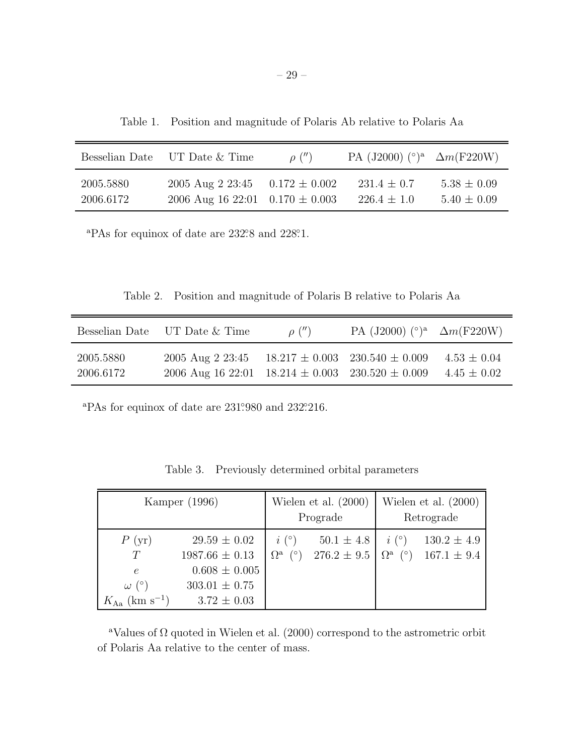Table 1. Position and magnitude of Polaris Ab relative to Polaris Aa

| Besselian Date | UT Date & Time | $\rho$ ($''$) | PA (J2000) ($^\circ$)[a] | $\Delta m$(F220W) |
|---|---|---|---|---|
| 2005.5880 | 2005 Aug 2 23:45 | $0.172 \pm 0.002$ | $231.4 \pm 0.7$ | $5.38 \pm 0.09$ |
| 2006.6172 | 2006 Aug 16 22:01 | $0.170 \pm 0.003$ | $226.4 \pm 1.0$ | $5.40 \pm 0.09$ |

[a]PAs for equinox of date are 232°.8 and 228°.1.

Table 2. Position and magnitude of Polaris B relative to Polaris Aa

| Besselian Date | UT Date & Time | $\rho$ ($''$) | PA (J2000) ($^\circ$)[a] | $\Delta m$(F220W) |
|---|---|---|---|---|
| 2005.5880 | 2005 Aug 2 23:45 | $18.217 \pm 0.003$ | $230.540 \pm 0.009$ | $4.53 \pm 0.04$ |
| 2006.6172 | 2006 Aug 16 22:01 | $18.214 \pm 0.003$ | $230.520 \pm 0.009$ | $4.45 \pm 0.02$ |

[a]PAs for equinox of date are 231°.980 and 232°.216.

Table 3. Previously determined orbital parameters

| Kamper (1996) | | Wielen et al. (2000) Prograde | | Wielen et al. (2000) Retrograde | |
|---|---|---|---|---|---|
| $P$ (yr) | $29.59 \pm 0.02$ | $i$ ($^\circ$) | $50.1 \pm 4.8$ | $i$ ($^\circ$) | $130.2 \pm 4.9$ |
| $T$ | $1987.66 \pm 0.13$ | $\Omega$[a] ($^\circ$) | $276.2 \pm 9.5$ | $\Omega$[a] ($^\circ$) | $167.1 \pm 9.4$ |
| $e$ | $0.608 \pm 0.005$ | | | | |
| $\omega$ ($^\circ$) | $303.01 \pm 0.75$ | | | | |
| $K_{\rm Aa}$ (km s$^{-1}$) | $3.72 \pm 0.03$ | | | | |

[a]Values of $\Omega$ quoted in Wielen et al. (2000) correspond to the astrometric orbit of Polaris Aa relative to the center of mass.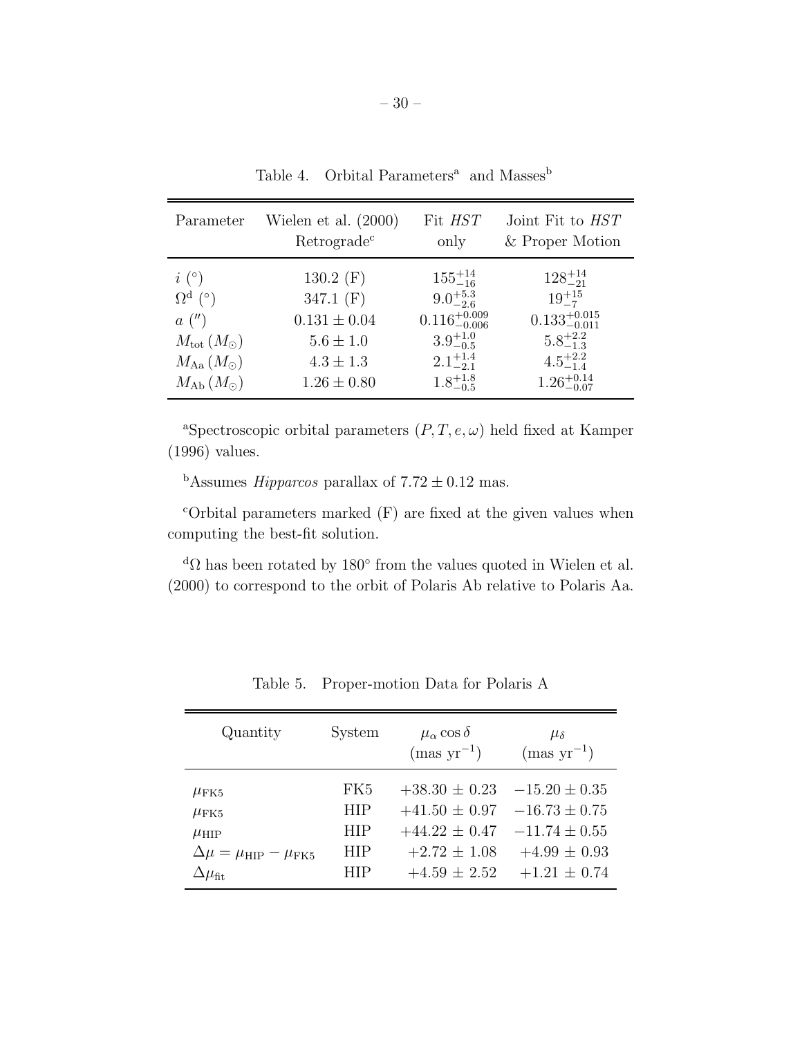Table 4. Orbital Parameters[a] and Masses[b]

| Parameter | Wielen et al. (2000) Retrograde[c] | Fit *HST* only | Joint Fit to *HST* & Proper Motion |
|---|---|---|---|
| $i$ (°) | 130.2 (F) | $155^{+14}_{-16}$ | $128^{+14}_{-21}$ |
| $\Omega$[d] (°) | 347.1 (F) | $9.0^{+5.3}_{-2.6}$ | $19^{+15}_{-7}$ |
| $a$ ($''$) | $0.131 \pm 0.04$ | $0.116^{+0.009}_{-0.006}$ | $0.133^{+0.015}_{-0.011}$ |
| $M_{\rm tot}\,(M_\odot)$ | $5.6 \pm 1.0$ | $3.9^{+1.0}_{-0.5}$ | $5.8^{+2.2}_{-1.3}$ |
| $M_{\rm Aa}\,(M_\odot)$ | $4.3 \pm 1.3$ | $2.1^{+1.4}_{-2.1}$ | $4.5^{+2.2}_{-1.4}$ |
| $M_{\rm Ab}\,(M_\odot)$ | $1.26 \pm 0.80$ | $1.8^{+1.8}_{-0.5}$ | $1.26^{+0.14}_{-0.07}$ |

[a]Spectroscopic orbital parameters ($P, T, e, \omega$) held fixed at Kamper (1996) values.

[b]Assumes *Hipparcos* parallax of $7.72 \pm 0.12$ mas.

[c]Orbital parameters marked (F) are fixed at the given values when computing the best-fit solution.

[d]$\Omega$ has been rotated by 180° from the values quoted in Wielen et al. (2000) to correspond to the orbit of Polaris Ab relative to Polaris Aa.

Table 5. Proper-motion Data for Polaris A

| Quantity | System | $\mu_\alpha \cos\delta$ (mas yr$^{-1}$) | $\mu_\delta$ (mas yr$^{-1}$) |
|---|---|---|---|
| $\mu_{\rm FK5}$ | FK5 | $+38.30 \pm 0.23$ | $-15.20 \pm 0.35$ |
| $\mu_{\rm FK5}$ | HIP | $+41.50 \pm 0.97$ | $-16.73 \pm 0.75$ |
| $\mu_{\rm HIP}$ | HIP | $+44.22 \pm 0.47$ | $-11.74 \pm 0.55$ |
| $\Delta\mu = \mu_{\rm HIP} - \mu_{\rm FK5}$ | HIP | $+2.72 \pm 1.08$ | $+4.99 \pm 0.93$ |
| $\Delta\mu_{\rm fit}$ | HIP | $+4.59 \pm 2.52$ | $+1.21 \pm 0.74$ |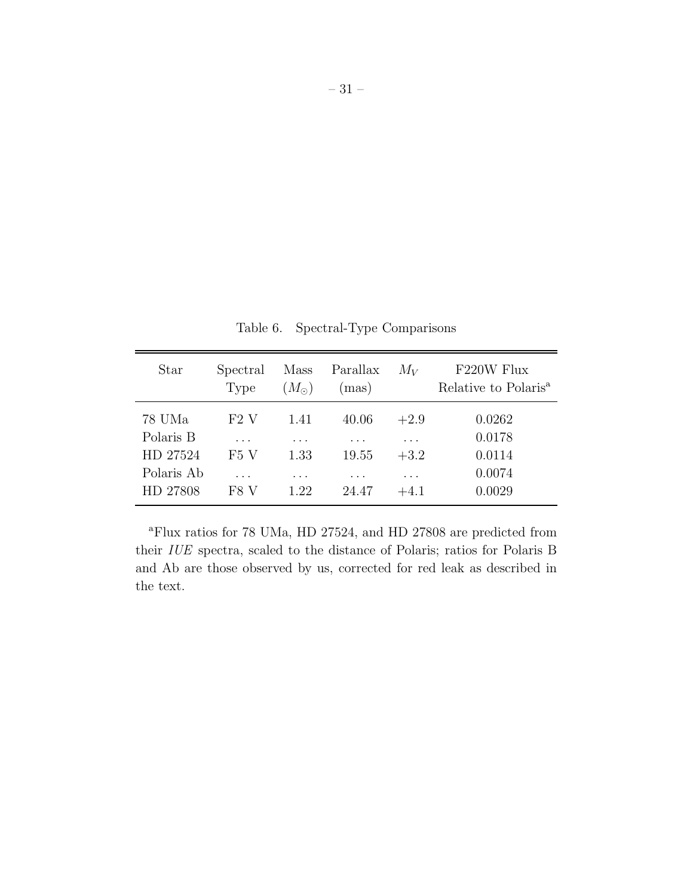Table 6. Spectral-Type Comparisons

| Star | Spectral Type | Mass ($M_\odot$) | Parallax (mas) | $M_V$ | F220W Flux Relative to Polaris[a] |
| --- | --- | --- | --- | --- | --- |
| 78 UMa | F2 V | 1.41 | 40.06 | +2.9 | 0.0262 |
| Polaris B | ... | ... | ... | ... | 0.0178 |
| HD 27524 | F5 V | 1.33 | 19.55 | +3.2 | 0.0114 |
| Polaris Ab | ... | ... | ... | ... | 0.0074 |
| HD 27808 | F8 V | 1.22 | 24.47 | +4.1 | 0.0029 |

[a]Flux ratios for 78 UMa, HD 27524, and HD 27808 are predicted from their *IUE* spectra, scaled to the distance of Polaris; ratios for Polaris B and Ab are those observed by us, corrected for red leak as described in the text.